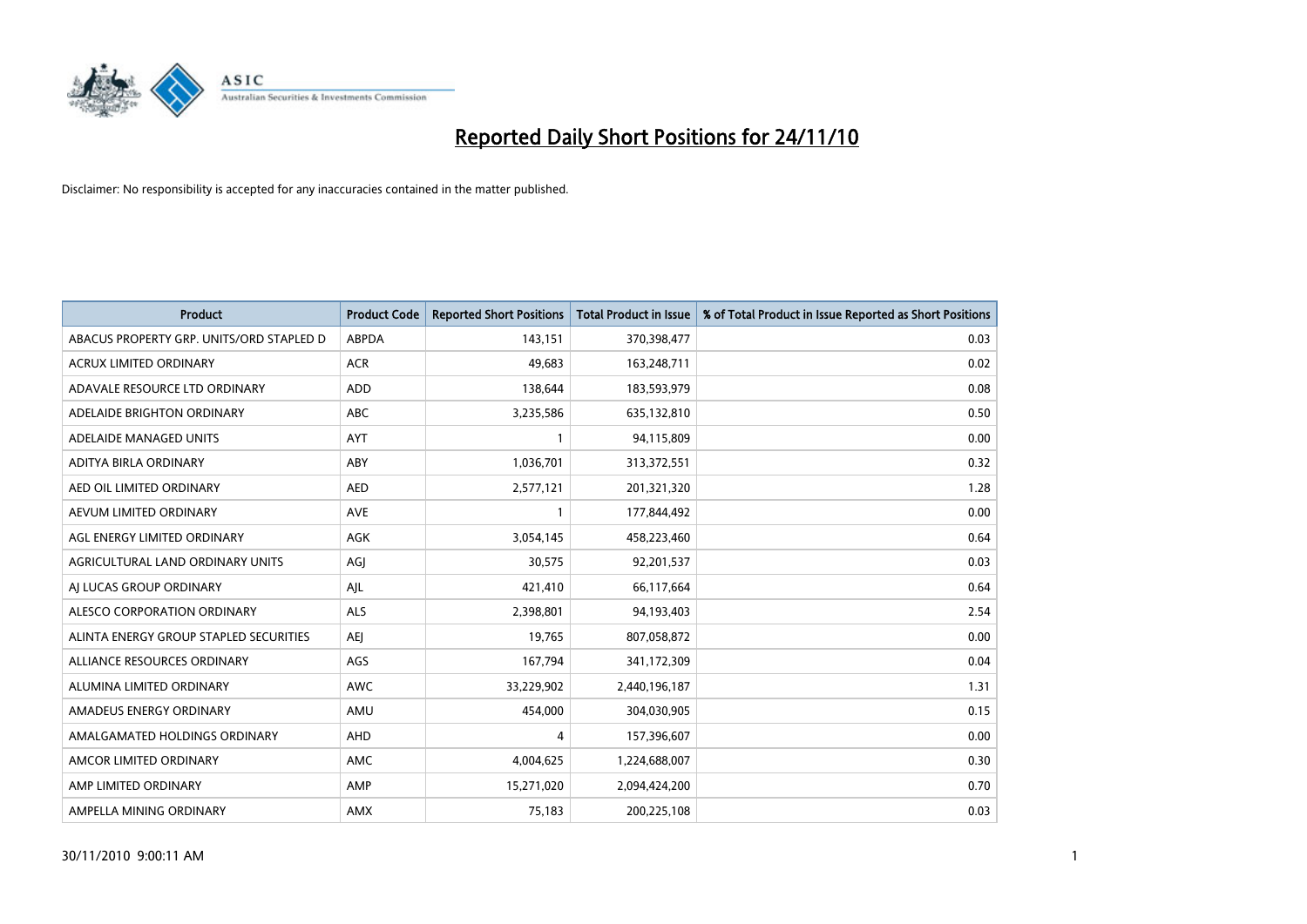# Reported Daily Short Positions for 24/11/10

Disclaimer: No responsibility is accepted for any inaccuracies contained in the matter published.

| Product | Product Code | Reported Short Positions | Total Product in Issue | % of Total Product in Issue Reported as Short Positions |
|---|---|---|---|---|
| ABACUS PROPERTY GRP. UNITS/ORD STAPLED D | ABPDA | 143,151 | 370,398,477 | 0.03 |
| ACRUX LIMITED ORDINARY | ACR | 49,683 | 163,248,711 | 0.02 |
| ADAVALE RESOURCE LTD ORDINARY | ADD | 138,644 | 183,593,979 | 0.08 |
| ADELAIDE BRIGHTON ORDINARY | ABC | 3,235,586 | 635,132,810 | 0.50 |
| ADELAIDE MANAGED UNITS | AYT | 1 | 94,115,809 | 0.00 |
| ADITYA BIRLA ORDINARY | ABY | 1,036,701 | 313,372,551 | 0.32 |
| AED OIL LIMITED ORDINARY | AED | 2,577,121 | 201,321,320 | 1.28 |
| AEVUM LIMITED ORDINARY | AVE | 1 | 177,844,492 | 0.00 |
| AGL ENERGY LIMITED ORDINARY | AGK | 3,054,145 | 458,223,460 | 0.64 |
| AGRICULTURAL LAND ORDINARY UNITS | AGJ | 30,575 | 92,201,537 | 0.03 |
| AJ LUCAS GROUP ORDINARY | AJL | 421,410 | 66,117,664 | 0.64 |
| ALESCO CORPORATION ORDINARY | ALS | 2,398,801 | 94,193,403 | 2.54 |
| ALINTA ENERGY GROUP STAPLED SECURITIES | AEJ | 19,765 | 807,058,872 | 0.00 |
| ALLIANCE RESOURCES ORDINARY | AGS | 167,794 | 341,172,309 | 0.04 |
| ALUMINA LIMITED ORDINARY | AWC | 33,229,902 | 2,440,196,187 | 1.31 |
| AMADEUS ENERGY ORDINARY | AMU | 454,000 | 304,030,905 | 0.15 |
| AMALGAMATED HOLDINGS ORDINARY | AHD | 4 | 157,396,607 | 0.00 |
| AMCOR LIMITED ORDINARY | AMC | 4,004,625 | 1,224,688,007 | 0.30 |
| AMP LIMITED ORDINARY | AMP | 15,271,020 | 2,094,424,200 | 0.70 |
| AMPELLA MINING ORDINARY | AMX | 75,183 | 200,225,108 | 0.03 |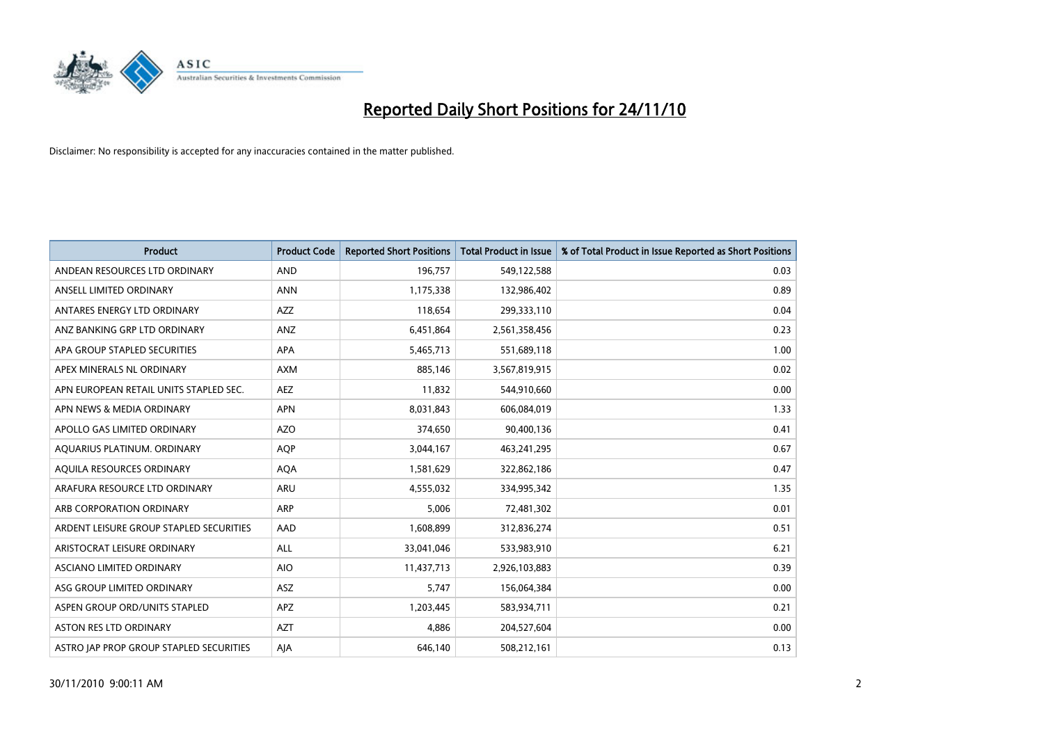# Reported Daily Short Positions for 24/11/10

Disclaimer: No responsibility is accepted for any inaccuracies contained in the matter published.

| Product | Product Code | Reported Short Positions | Total Product in Issue | % of Total Product in Issue Reported as Short Positions |
|---|---|---|---|---|
| ANDEAN RESOURCES LTD ORDINARY | AND | 196,757 | 549,122,588 | 0.03 |
| ANSELL LIMITED ORDINARY | ANN | 1,175,338 | 132,986,402 | 0.89 |
| ANTARES ENERGY LTD ORDINARY | AZZ | 118,654 | 299,333,110 | 0.04 |
| ANZ BANKING GRP LTD ORDINARY | ANZ | 6,451,864 | 2,561,358,456 | 0.23 |
| APA GROUP STAPLED SECURITIES | APA | 5,465,713 | 551,689,118 | 1.00 |
| APEX MINERALS NL ORDINARY | AXM | 885,146 | 3,567,819,915 | 0.02 |
| APN EUROPEAN RETAIL UNITS STAPLED SEC. | AEZ | 11,832 | 544,910,660 | 0.00 |
| APN NEWS & MEDIA ORDINARY | APN | 8,031,843 | 606,084,019 | 1.33 |
| APOLLO GAS LIMITED ORDINARY | AZO | 374,650 | 90,400,136 | 0.41 |
| AQUARIUS PLATINUM. ORDINARY | AQP | 3,044,167 | 463,241,295 | 0.67 |
| AQUILA RESOURCES ORDINARY | AQA | 1,581,629 | 322,862,186 | 0.47 |
| ARAFURA RESOURCE LTD ORDINARY | ARU | 4,555,032 | 334,995,342 | 1.35 |
| ARB CORPORATION ORDINARY | ARP | 5,006 | 72,481,302 | 0.01 |
| ARDENT LEISURE GROUP STAPLED SECURITIES | AAD | 1,608,899 | 312,836,274 | 0.51 |
| ARISTOCRAT LEISURE ORDINARY | ALL | 33,041,046 | 533,983,910 | 6.21 |
| ASCIANO LIMITED ORDINARY | AIO | 11,437,713 | 2,926,103,883 | 0.39 |
| ASG GROUP LIMITED ORDINARY | ASZ | 5,747 | 156,064,384 | 0.00 |
| ASPEN GROUP ORD/UNITS STAPLED | APZ | 1,203,445 | 583,934,711 | 0.21 |
| ASTON RES LTD ORDINARY | AZT | 4,886 | 204,527,604 | 0.00 |
| ASTRO JAP PROP GROUP STAPLED SECURITIES | AJA | 646,140 | 508,212,161 | 0.13 |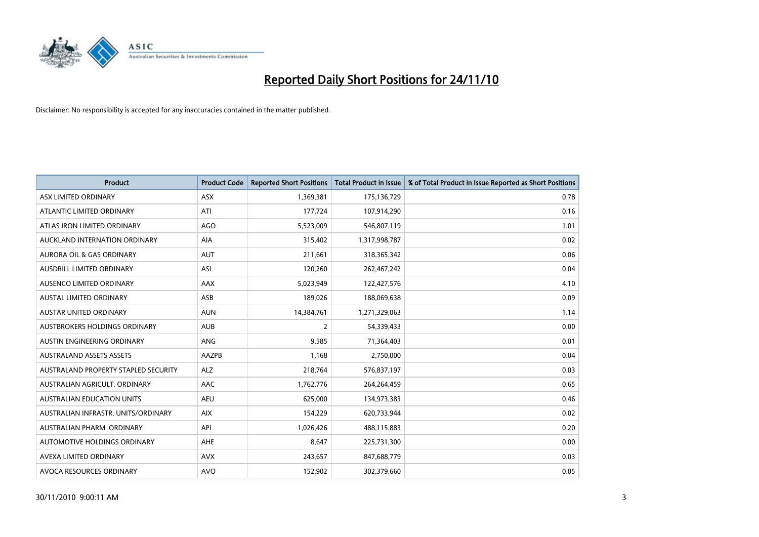# Reported Daily Short Positions for 24/11/10

Disclaimer: No responsibility is accepted for any inaccuracies contained in the matter published.

| Product | Product Code | Reported Short Positions | Total Product in Issue | % of Total Product in Issue Reported as Short Positions |
|---|---|---|---|---|
| ASX LIMITED ORDINARY | ASX | 1,369,381 | 175,136,729 | 0.78 |
| ATLANTIC LIMITED ORDINARY | ATI | 177,724 | 107,914,290 | 0.16 |
| ATLAS IRON LIMITED ORDINARY | AGO | 5,523,009 | 546,807,119 | 1.01 |
| AUCKLAND INTERNATION ORDINARY | AIA | 315,402 | 1,317,998,787 | 0.02 |
| AURORA OIL & GAS ORDINARY | AUT | 211,661 | 318,365,342 | 0.06 |
| AUSDRILL LIMITED ORDINARY | ASL | 120,260 | 262,467,242 | 0.04 |
| AUSENCO LIMITED ORDINARY | AAX | 5,023,949 | 122,427,576 | 4.10 |
| AUSTAL LIMITED ORDINARY | ASB | 189,026 | 188,069,638 | 0.09 |
| AUSTAR UNITED ORDINARY | AUN | 14,384,761 | 1,271,329,063 | 1.14 |
| AUSTBROKERS HOLDINGS ORDINARY | AUB | 2 | 54,339,433 | 0.00 |
| AUSTIN ENGINEERING ORDINARY | ANG | 9,585 | 71,364,403 | 0.01 |
| AUSTRALAND ASSETS ASSETS | AAZPB | 1,168 | 2,750,000 | 0.04 |
| AUSTRALAND PROPERTY STAPLED SECURITY | ALZ | 218,764 | 576,837,197 | 0.03 |
| AUSTRALIAN AGRICULT. ORDINARY | AAC | 1,762,776 | 264,264,459 | 0.65 |
| AUSTRALIAN EDUCATION UNITS | AEU | 625,000 | 134,973,383 | 0.46 |
| AUSTRALIAN INFRASTR. UNITS/ORDINARY | AIX | 154,229 | 620,733,944 | 0.02 |
| AUSTRALIAN PHARM. ORDINARY | API | 1,026,426 | 488,115,883 | 0.20 |
| AUTOMOTIVE HOLDINGS ORDINARY | AHE | 8,647 | 225,731,300 | 0.00 |
| AVEXA LIMITED ORDINARY | AVX | 243,657 | 847,688,779 | 0.03 |
| AVOCA RESOURCES ORDINARY | AVO | 152,902 | 302,379,660 | 0.05 |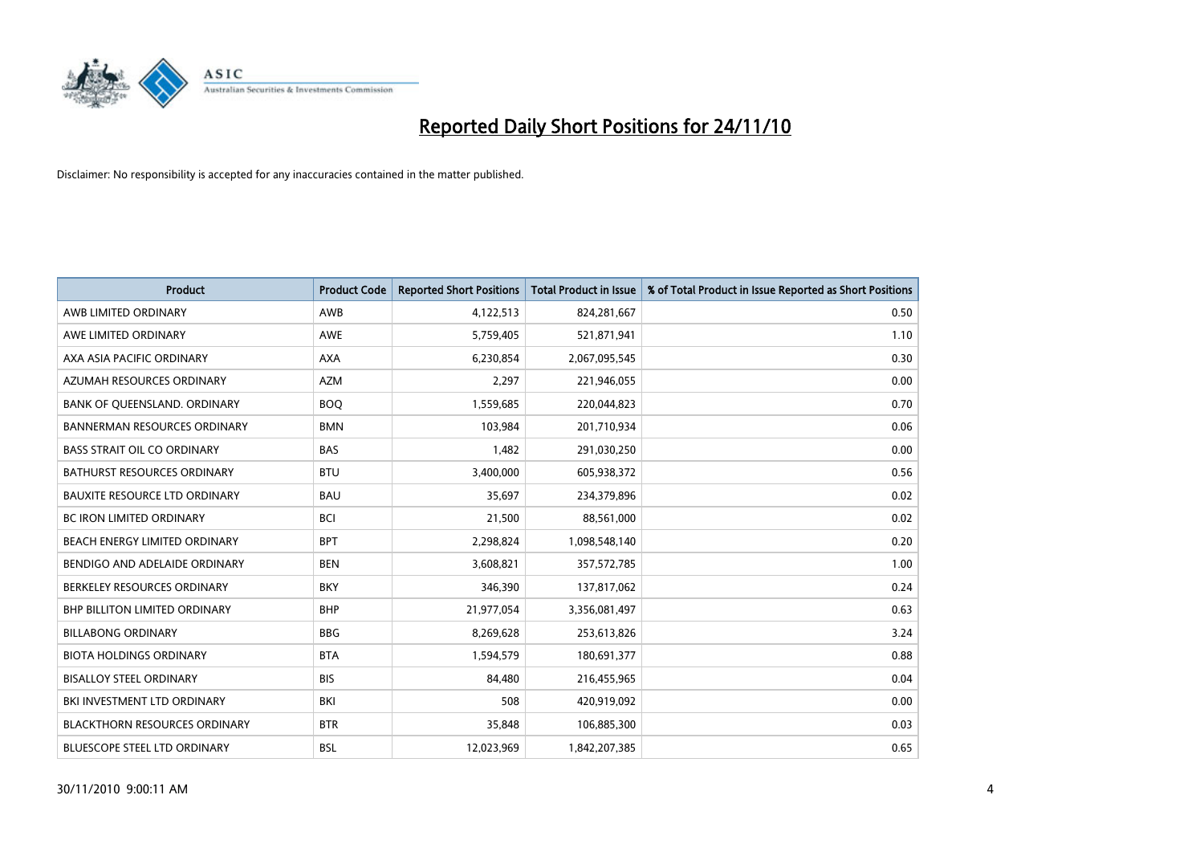# Reported Daily Short Positions for 24/11/10

Disclaimer: No responsibility is accepted for any inaccuracies contained in the matter published.

| Product | Product Code | Reported Short Positions | Total Product in Issue | % of Total Product in Issue Reported as Short Positions |
|---|---|---|---|---|
| AWB LIMITED ORDINARY | AWB | 4,122,513 | 824,281,667 | 0.50 |
| AWE LIMITED ORDINARY | AWE | 5,759,405 | 521,871,941 | 1.10 |
| AXA ASIA PACIFIC ORDINARY | AXA | 6,230,854 | 2,067,095,545 | 0.30 |
| AZUMAH RESOURCES ORDINARY | AZM | 2,297 | 221,946,055 | 0.00 |
| BANK OF QUEENSLAND. ORDINARY | BOQ | 1,559,685 | 220,044,823 | 0.70 |
| BANNERMAN RESOURCES ORDINARY | BMN | 103,984 | 201,710,934 | 0.06 |
| BASS STRAIT OIL CO ORDINARY | BAS | 1,482 | 291,030,250 | 0.00 |
| BATHURST RESOURCES ORDINARY | BTU | 3,400,000 | 605,938,372 | 0.56 |
| BAUXITE RESOURCE LTD ORDINARY | BAU | 35,697 | 234,379,896 | 0.02 |
| BC IRON LIMITED ORDINARY | BCI | 21,500 | 88,561,000 | 0.02 |
| BEACH ENERGY LIMITED ORDINARY | BPT | 2,298,824 | 1,098,548,140 | 0.20 |
| BENDIGO AND ADELAIDE ORDINARY | BEN | 3,608,821 | 357,572,785 | 1.00 |
| BERKELEY RESOURCES ORDINARY | BKY | 346,390 | 137,817,062 | 0.24 |
| BHP BILLITON LIMITED ORDINARY | BHP | 21,977,054 | 3,356,081,497 | 0.63 |
| BILLABONG ORDINARY | BBG | 8,269,628 | 253,613,826 | 3.24 |
| BIOTA HOLDINGS ORDINARY | BTA | 1,594,579 | 180,691,377 | 0.88 |
| BISALLOY STEEL ORDINARY | BIS | 84,480 | 216,455,965 | 0.04 |
| BKI INVESTMENT LTD ORDINARY | BKI | 508 | 420,919,092 | 0.00 |
| BLACKTHORN RESOURCES ORDINARY | BTR | 35,848 | 106,885,300 | 0.03 |
| BLUESCOPE STEEL LTD ORDINARY | BSL | 12,023,969 | 1,842,207,385 | 0.65 |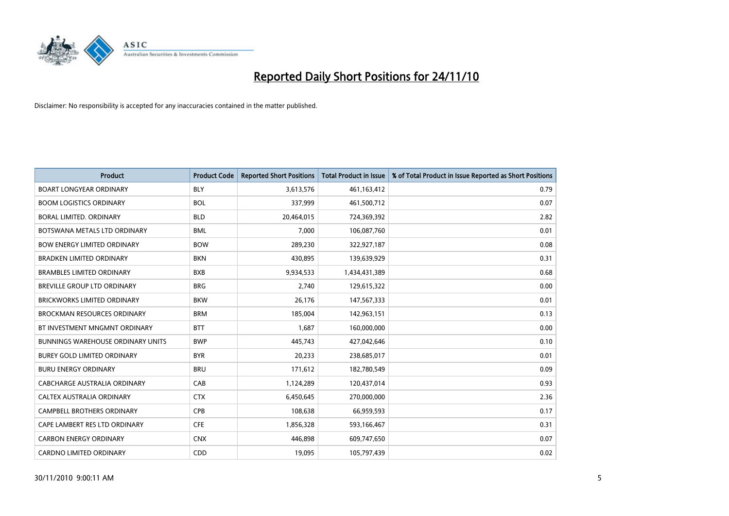# Reported Daily Short Positions for 24/11/10

Disclaimer: No responsibility is accepted for any inaccuracies contained in the matter published.

| Product | Product Code | Reported Short Positions | Total Product in Issue | % of Total Product in Issue Reported as Short Positions |
|---|---|---|---|---|
| BOART LONGYEAR ORDINARY | BLY | 3,613,576 | 461,163,412 | 0.79 |
| BOOM LOGISTICS ORDINARY | BOL | 337,999 | 461,500,712 | 0.07 |
| BORAL LIMITED. ORDINARY | BLD | 20,464,015 | 724,369,392 | 2.82 |
| BOTSWANA METALS LTD ORDINARY | BML | 7,000 | 106,087,760 | 0.01 |
| BOW ENERGY LIMITED ORDINARY | BOW | 289,230 | 322,927,187 | 0.08 |
| BRADKEN LIMITED ORDINARY | BKN | 430,895 | 139,639,929 | 0.31 |
| BRAMBLES LIMITED ORDINARY | BXB | 9,934,533 | 1,434,431,389 | 0.68 |
| BREVILLE GROUP LTD ORDINARY | BRG | 2,740 | 129,615,322 | 0.00 |
| BRICKWORKS LIMITED ORDINARY | BKW | 26,176 | 147,567,333 | 0.01 |
| BROCKMAN RESOURCES ORDINARY | BRM | 185,004 | 142,963,151 | 0.13 |
| BT INVESTMENT MNGMNT ORDINARY | BTT | 1,687 | 160,000,000 | 0.00 |
| BUNNINGS WAREHOUSE ORDINARY UNITS | BWP | 445,743 | 427,042,646 | 0.10 |
| BUREY GOLD LIMITED ORDINARY | BYR | 20,233 | 238,685,017 | 0.01 |
| BURU ENERGY ORDINARY | BRU | 171,612 | 182,780,549 | 0.09 |
| CABCHARGE AUSTRALIA ORDINARY | CAB | 1,124,289 | 120,437,014 | 0.93 |
| CALTEX AUSTRALIA ORDINARY | CTX | 6,450,645 | 270,000,000 | 2.36 |
| CAMPBELL BROTHERS ORDINARY | CPB | 108,638 | 66,959,593 | 0.17 |
| CAPE LAMBERT RES LTD ORDINARY | CFE | 1,856,328 | 593,166,467 | 0.31 |
| CARBON ENERGY ORDINARY | CNX | 446,898 | 609,747,650 | 0.07 |
| CARDNO LIMITED ORDINARY | CDD | 19,095 | 105,797,439 | 0.02 |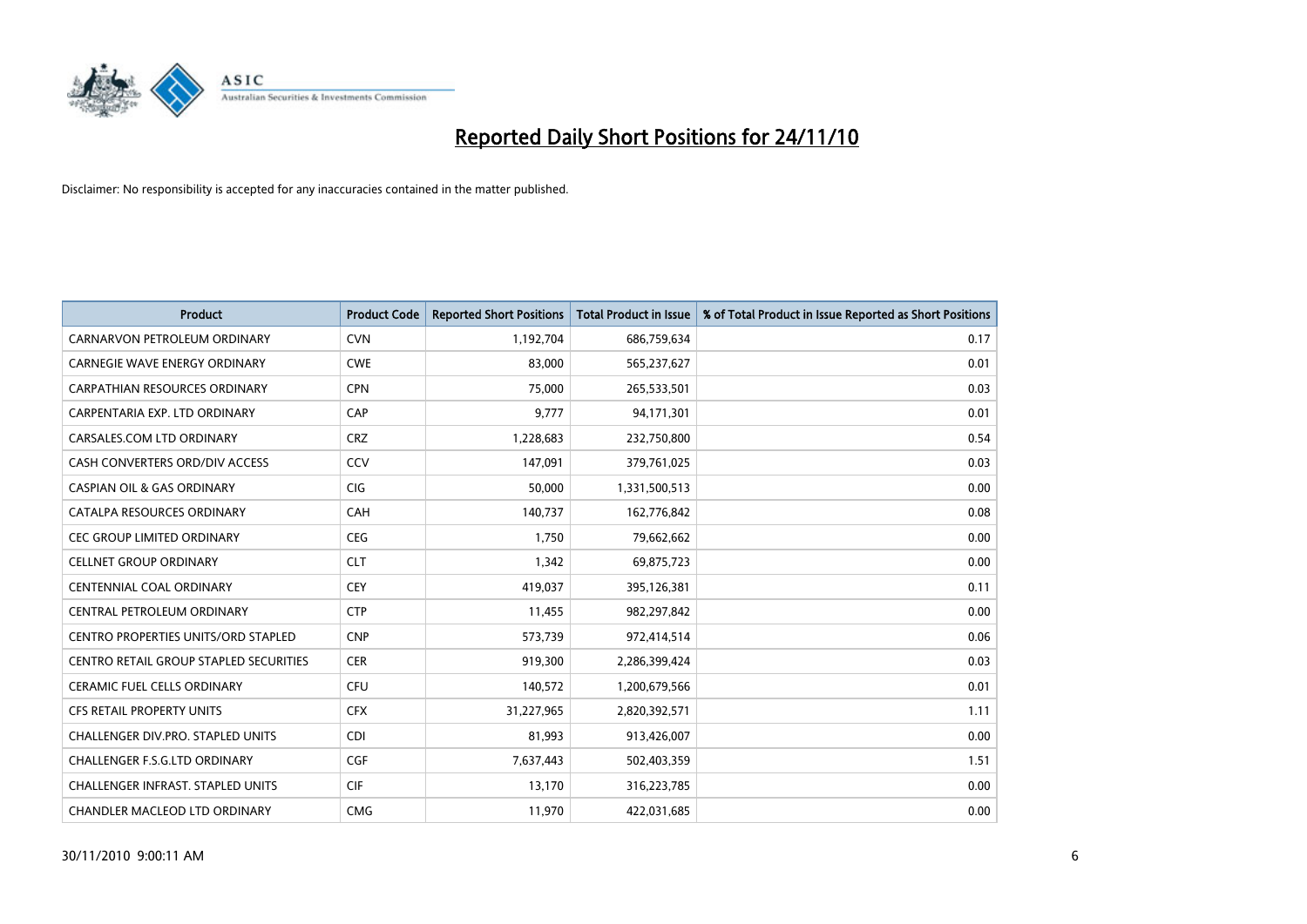# Reported Daily Short Positions for 24/11/10

Disclaimer: No responsibility is accepted for any inaccuracies contained in the matter published.

| Product | Product Code | Reported Short Positions | Total Product in Issue | % of Total Product in Issue Reported as Short Positions |
|---|---|---|---|---|
| CARNARVON PETROLEUM ORDINARY | CVN | 1,192,704 | 686,759,634 | 0.17 |
| CARNEGIE WAVE ENERGY ORDINARY | CWE | 83,000 | 565,237,627 | 0.01 |
| CARPATHIAN RESOURCES ORDINARY | CPN | 75,000 | 265,533,501 | 0.03 |
| CARPENTARIA EXP. LTD ORDINARY | CAP | 9,777 | 94,171,301 | 0.01 |
| CARSALES.COM LTD ORDINARY | CRZ | 1,228,683 | 232,750,800 | 0.54 |
| CASH CONVERTERS ORD/DIV ACCESS | CCV | 147,091 | 379,761,025 | 0.03 |
| CASPIAN OIL & GAS ORDINARY | CIG | 50,000 | 1,331,500,513 | 0.00 |
| CATALPA RESOURCES ORDINARY | CAH | 140,737 | 162,776,842 | 0.08 |
| CEC GROUP LIMITED ORDINARY | CEG | 1,750 | 79,662,662 | 0.00 |
| CELLNET GROUP ORDINARY | CLT | 1,342 | 69,875,723 | 0.00 |
| CENTENNIAL COAL ORDINARY | CEY | 419,037 | 395,126,381 | 0.11 |
| CENTRAL PETROLEUM ORDINARY | CTP | 11,455 | 982,297,842 | 0.00 |
| CENTRO PROPERTIES UNITS/ORD STAPLED | CNP | 573,739 | 972,414,514 | 0.06 |
| CENTRO RETAIL GROUP STAPLED SECURITIES | CER | 919,300 | 2,286,399,424 | 0.03 |
| CERAMIC FUEL CELLS ORDINARY | CFU | 140,572 | 1,200,679,566 | 0.01 |
| CFS RETAIL PROPERTY UNITS | CFX | 31,227,965 | 2,820,392,571 | 1.11 |
| CHALLENGER DIV.PRO. STAPLED UNITS | CDI | 81,993 | 913,426,007 | 0.00 |
| CHALLENGER F.S.G.LTD ORDINARY | CGF | 7,637,443 | 502,403,359 | 1.51 |
| CHALLENGER INFRAST. STAPLED UNITS | CIF | 13,170 | 316,223,785 | 0.00 |
| CHANDLER MACLEOD LTD ORDINARY | CMG | 11,970 | 422,031,685 | 0.00 |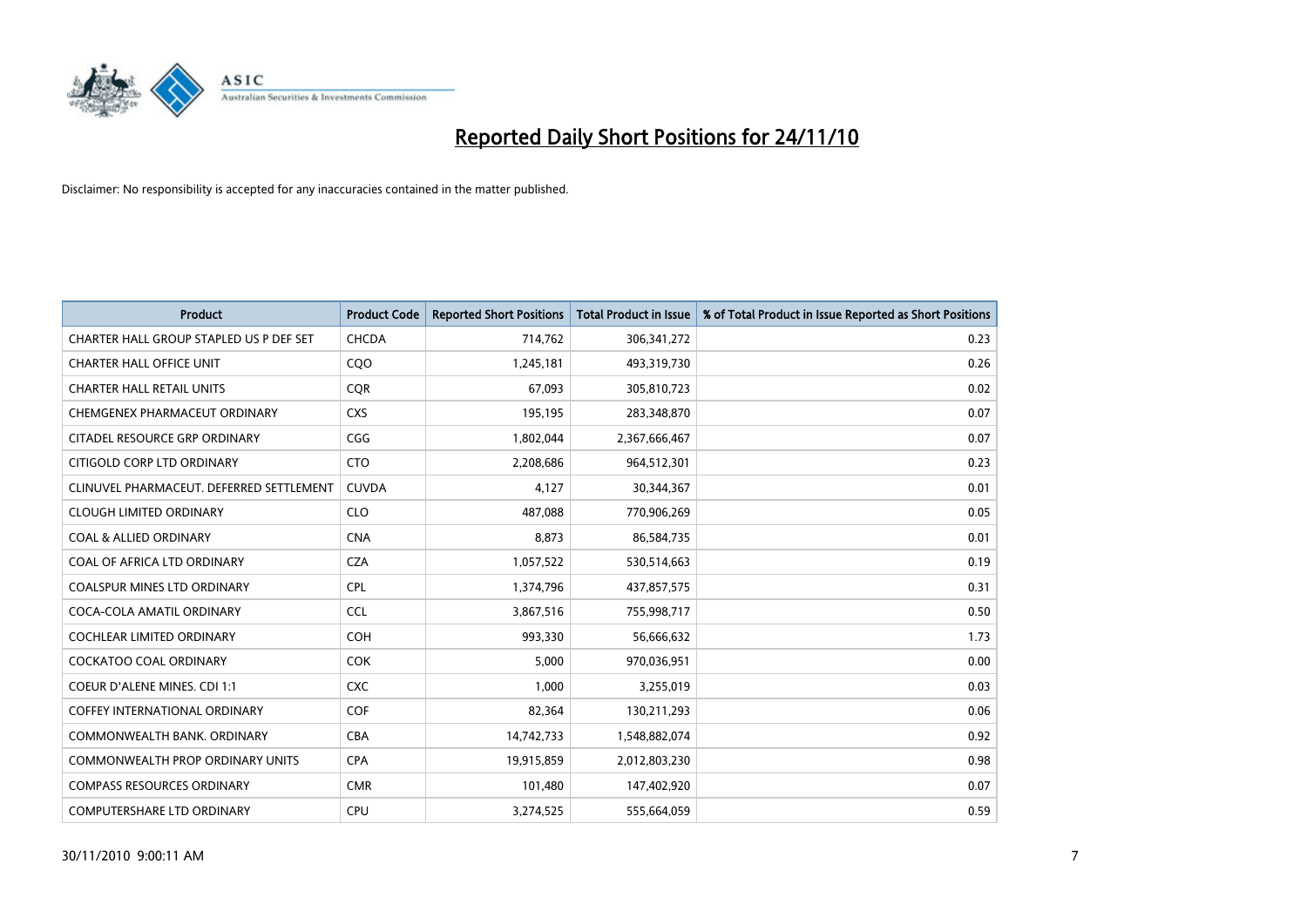# Reported Daily Short Positions for 24/11/10

Disclaimer: No responsibility is accepted for any inaccuracies contained in the matter published.

| Product | Product Code | Reported Short Positions | Total Product in Issue | % of Total Product in Issue Reported as Short Positions |
|---|---|---|---|---|
| CHARTER HALL GROUP STAPLED US P DEF SET | CHCDA | 714,762 | 306,341,272 | 0.23 |
| CHARTER HALL OFFICE UNIT | CQO | 1,245,181 | 493,319,730 | 0.26 |
| CHARTER HALL RETAIL UNITS | CQR | 67,093 | 305,810,723 | 0.02 |
| CHEMGENEX PHARMACEUT ORDINARY | CXS | 195,195 | 283,348,870 | 0.07 |
| CITADEL RESOURCE GRP ORDINARY | CGG | 1,802,044 | 2,367,666,467 | 0.07 |
| CITIGOLD CORP LTD ORDINARY | CTO | 2,208,686 | 964,512,301 | 0.23 |
| CLINUVEL PHARMACEUT. DEFERRED SETTLEMENT | CUVDA | 4,127 | 30,344,367 | 0.01 |
| CLOUGH LIMITED ORDINARY | CLO | 487,088 | 770,906,269 | 0.05 |
| COAL & ALLIED ORDINARY | CNA | 8,873 | 86,584,735 | 0.01 |
| COAL OF AFRICA LTD ORDINARY | CZA | 1,057,522 | 530,514,663 | 0.19 |
| COALSPUR MINES LTD ORDINARY | CPL | 1,374,796 | 437,857,575 | 0.31 |
| COCA-COLA AMATIL ORDINARY | CCL | 3,867,516 | 755,998,717 | 0.50 |
| COCHLEAR LIMITED ORDINARY | COH | 993,330 | 56,666,632 | 1.73 |
| COCKATOO COAL ORDINARY | COK | 5,000 | 970,036,951 | 0.00 |
| COEUR D'ALENE MINES. CDI 1:1 | CXC | 1,000 | 3,255,019 | 0.03 |
| COFFEY INTERNATIONAL ORDINARY | COF | 82,364 | 130,211,293 | 0.06 |
| COMMONWEALTH BANK. ORDINARY | CBA | 14,742,733 | 1,548,882,074 | 0.92 |
| COMMONWEALTH PROP ORDINARY UNITS | CPA | 19,915,859 | 2,012,803,230 | 0.98 |
| COMPASS RESOURCES ORDINARY | CMR | 101,480 | 147,402,920 | 0.07 |
| COMPUTERSHARE LTD ORDINARY | CPU | 3,274,525 | 555,664,059 | 0.59 |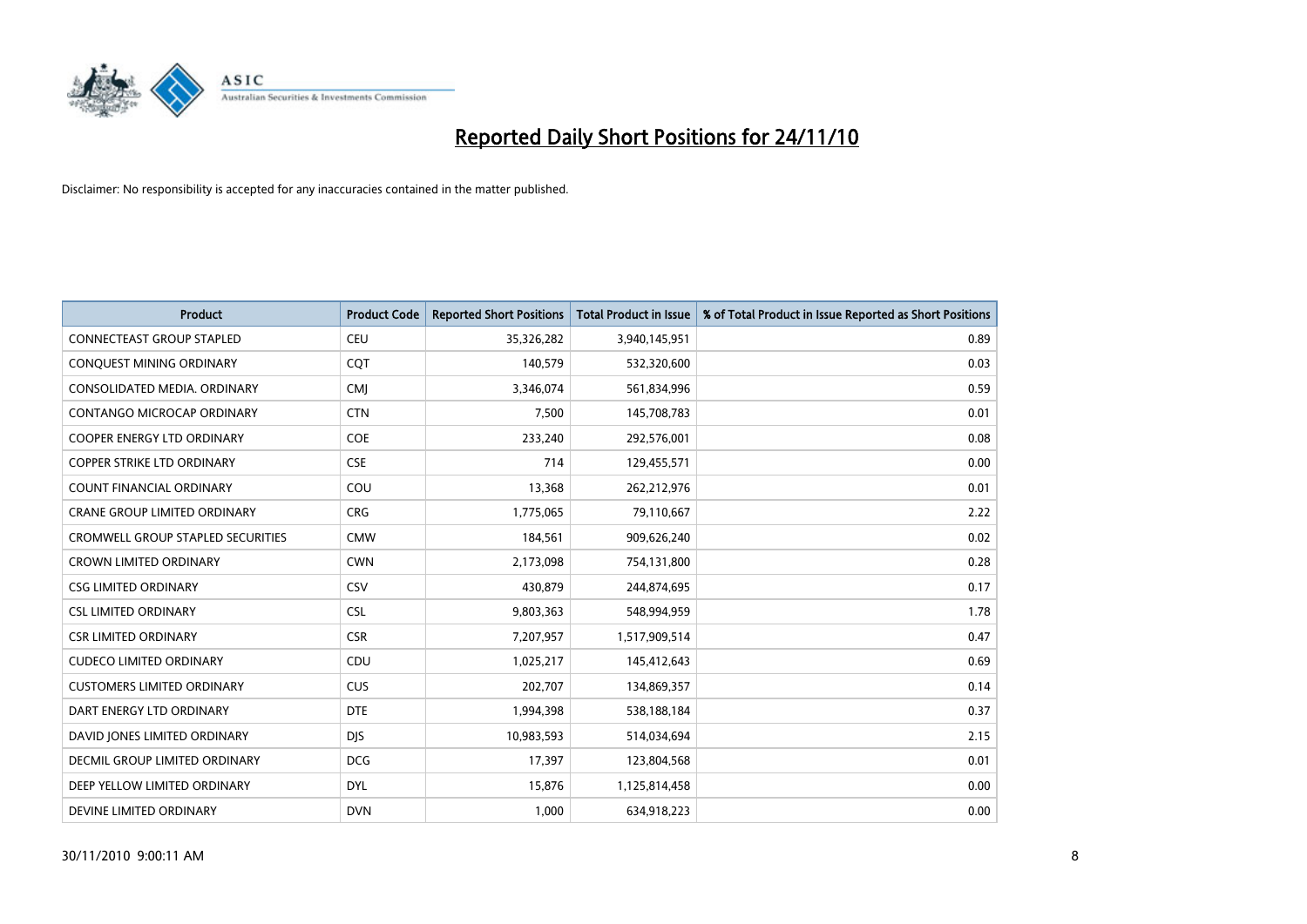# Reported Daily Short Positions for 24/11/10

Disclaimer: No responsibility is accepted for any inaccuracies contained in the matter published.

| Product | Product Code | Reported Short Positions | Total Product in Issue | % of Total Product in Issue Reported as Short Positions |
|---|---|---|---|---|
| CONNECTEAST GROUP STAPLED | CEU | 35,326,282 | 3,940,145,951 | 0.89 |
| CONQUEST MINING ORDINARY | CQT | 140,579 | 532,320,600 | 0.03 |
| CONSOLIDATED MEDIA. ORDINARY | CMJ | 3,346,074 | 561,834,996 | 0.59 |
| CONTANGO MICROCAP ORDINARY | CTN | 7,500 | 145,708,783 | 0.01 |
| COOPER ENERGY LTD ORDINARY | COE | 233,240 | 292,576,001 | 0.08 |
| COPPER STRIKE LTD ORDINARY | CSE | 714 | 129,455,571 | 0.00 |
| COUNT FINANCIAL ORDINARY | COU | 13,368 | 262,212,976 | 0.01 |
| CRANE GROUP LIMITED ORDINARY | CRG | 1,775,065 | 79,110,667 | 2.22 |
| CROMWELL GROUP STAPLED SECURITIES | CMW | 184,561 | 909,626,240 | 0.02 |
| CROWN LIMITED ORDINARY | CWN | 2,173,098 | 754,131,800 | 0.28 |
| CSG LIMITED ORDINARY | CSV | 430,879 | 244,874,695 | 0.17 |
| CSL LIMITED ORDINARY | CSL | 9,803,363 | 548,994,959 | 1.78 |
| CSR LIMITED ORDINARY | CSR | 7,207,957 | 1,517,909,514 | 0.47 |
| CUDECO LIMITED ORDINARY | CDU | 1,025,217 | 145,412,643 | 0.69 |
| CUSTOMERS LIMITED ORDINARY | CUS | 202,707 | 134,869,357 | 0.14 |
| DART ENERGY LTD ORDINARY | DTE | 1,994,398 | 538,188,184 | 0.37 |
| DAVID JONES LIMITED ORDINARY | DJS | 10,983,593 | 514,034,694 | 2.15 |
| DECMIL GROUP LIMITED ORDINARY | DCG | 17,397 | 123,804,568 | 0.01 |
| DEEP YELLOW LIMITED ORDINARY | DYL | 15,876 | 1,125,814,458 | 0.00 |
| DEVINE LIMITED ORDINARY | DVN | 1,000 | 634,918,223 | 0.00 |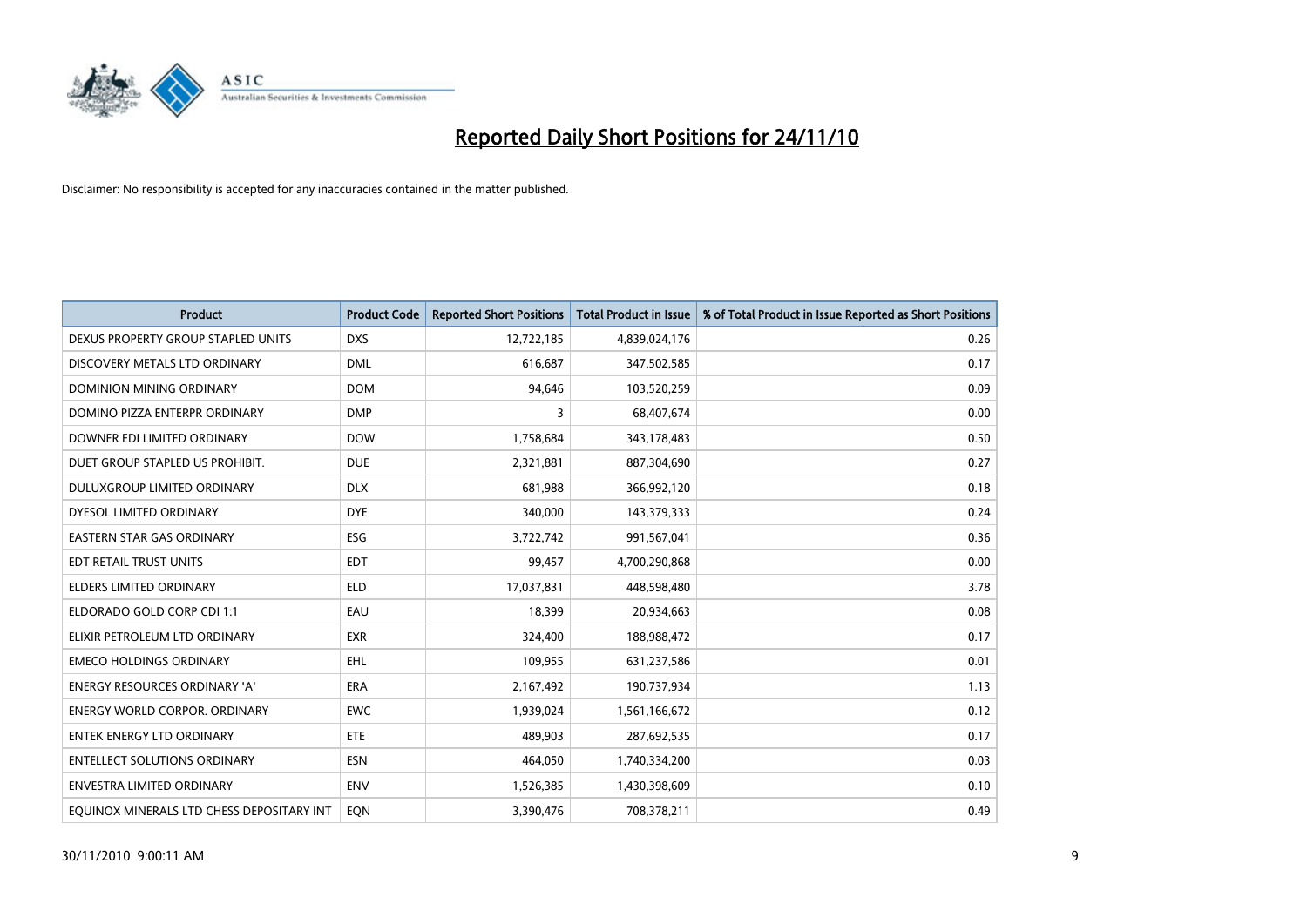# Reported Daily Short Positions for 24/11/10

Disclaimer: No responsibility is accepted for any inaccuracies contained in the matter published.

| Product | Product Code | Reported Short Positions | Total Product in Issue | % of Total Product in Issue Reported as Short Positions |
|---|---|---|---|---|
| DEXUS PROPERTY GROUP STAPLED UNITS | DXS | 12,722,185 | 4,839,024,176 | 0.26 |
| DISCOVERY METALS LTD ORDINARY | DML | 616,687 | 347,502,585 | 0.17 |
| DOMINION MINING ORDINARY | DOM | 94,646 | 103,520,259 | 0.09 |
| DOMINO PIZZA ENTERPR ORDINARY | DMP | 3 | 68,407,674 | 0.00 |
| DOWNER EDI LIMITED ORDINARY | DOW | 1,758,684 | 343,178,483 | 0.50 |
| DUET GROUP STAPLED US PROHIBIT. | DUE | 2,321,881 | 887,304,690 | 0.27 |
| DULUXGROUP LIMITED ORDINARY | DLX | 681,988 | 366,992,120 | 0.18 |
| DYESOL LIMITED ORDINARY | DYE | 340,000 | 143,379,333 | 0.24 |
| EASTERN STAR GAS ORDINARY | ESG | 3,722,742 | 991,567,041 | 0.36 |
| EDT RETAIL TRUST UNITS | EDT | 99,457 | 4,700,290,868 | 0.00 |
| ELDERS LIMITED ORDINARY | ELD | 17,037,831 | 448,598,480 | 3.78 |
| ELDORADO GOLD CORP CDI 1:1 | EAU | 18,399 | 20,934,663 | 0.08 |
| ELIXIR PETROLEUM LTD ORDINARY | EXR | 324,400 | 188,988,472 | 0.17 |
| EMECO HOLDINGS ORDINARY | EHL | 109,955 | 631,237,586 | 0.01 |
| ENERGY RESOURCES ORDINARY 'A' | ERA | 2,167,492 | 190,737,934 | 1.13 |
| ENERGY WORLD CORPOR. ORDINARY | EWC | 1,939,024 | 1,561,166,672 | 0.12 |
| ENTEK ENERGY LTD ORDINARY | ETE | 489,903 | 287,692,535 | 0.17 |
| ENTELLECT SOLUTIONS ORDINARY | ESN | 464,050 | 1,740,334,200 | 0.03 |
| ENVESTRA LIMITED ORDINARY | ENV | 1,526,385 | 1,430,398,609 | 0.10 |
| EQUINOX MINERALS LTD CHESS DEPOSITARY INT | EQN | 3,390,476 | 708,378,211 | 0.49 |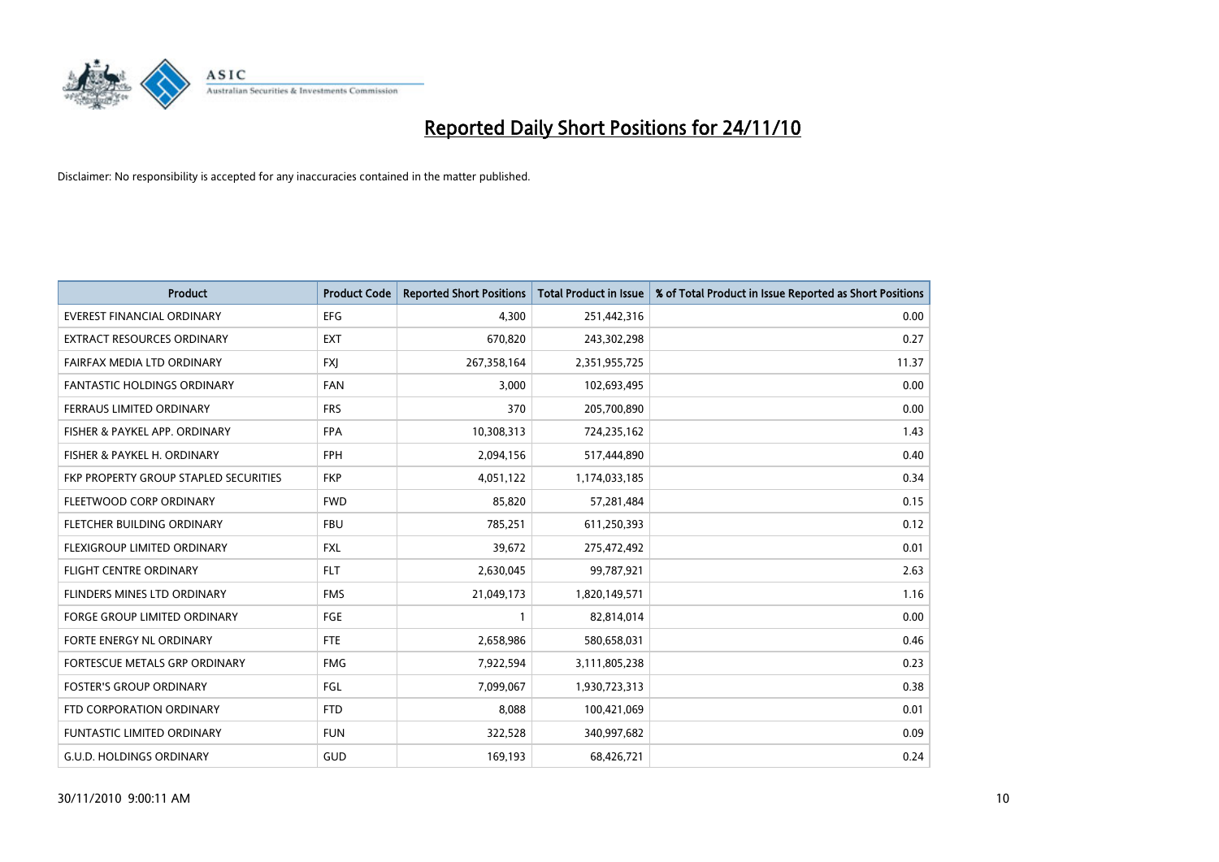# Reported Daily Short Positions for 24/11/10

Disclaimer: No responsibility is accepted for any inaccuracies contained in the matter published.

| Product | Product Code | Reported Short Positions | Total Product in Issue | % of Total Product in Issue Reported as Short Positions |
| --- | --- | --- | --- | --- |
| EVEREST FINANCIAL ORDINARY | EFG | 4,300 | 251,442,316 | 0.00 |
| EXTRACT RESOURCES ORDINARY | EXT | 670,820 | 243,302,298 | 0.27 |
| FAIRFAX MEDIA LTD ORDINARY | FXJ | 267,358,164 | 2,351,955,725 | 11.37 |
| FANTASTIC HOLDINGS ORDINARY | FAN | 3,000 | 102,693,495 | 0.00 |
| FERRAUS LIMITED ORDINARY | FRS | 370 | 205,700,890 | 0.00 |
| FISHER & PAYKEL APP. ORDINARY | FPA | 10,308,313 | 724,235,162 | 1.43 |
| FISHER & PAYKEL H. ORDINARY | FPH | 2,094,156 | 517,444,890 | 0.40 |
| FKP PROPERTY GROUP STAPLED SECURITIES | FKP | 4,051,122 | 1,174,033,185 | 0.34 |
| FLEETWOOD CORP ORDINARY | FWD | 85,820 | 57,281,484 | 0.15 |
| FLETCHER BUILDING ORDINARY | FBU | 785,251 | 611,250,393 | 0.12 |
| FLEXIGROUP LIMITED ORDINARY | FXL | 39,672 | 275,472,492 | 0.01 |
| FLIGHT CENTRE ORDINARY | FLT | 2,630,045 | 99,787,921 | 2.63 |
| FLINDERS MINES LTD ORDINARY | FMS | 21,049,173 | 1,820,149,571 | 1.16 |
| FORGE GROUP LIMITED ORDINARY | FGE | 1 | 82,814,014 | 0.00 |
| FORTE ENERGY NL ORDINARY | FTE | 2,658,986 | 580,658,031 | 0.46 |
| FORTESCUE METALS GRP ORDINARY | FMG | 7,922,594 | 3,111,805,238 | 0.23 |
| FOSTER'S GROUP ORDINARY | FGL | 7,099,067 | 1,930,723,313 | 0.38 |
| FTD CORPORATION ORDINARY | FTD | 8,088 | 100,421,069 | 0.01 |
| FUNTASTIC LIMITED ORDINARY | FUN | 322,528 | 340,997,682 | 0.09 |
| G.U.D. HOLDINGS ORDINARY | GUD | 169,193 | 68,426,721 | 0.24 |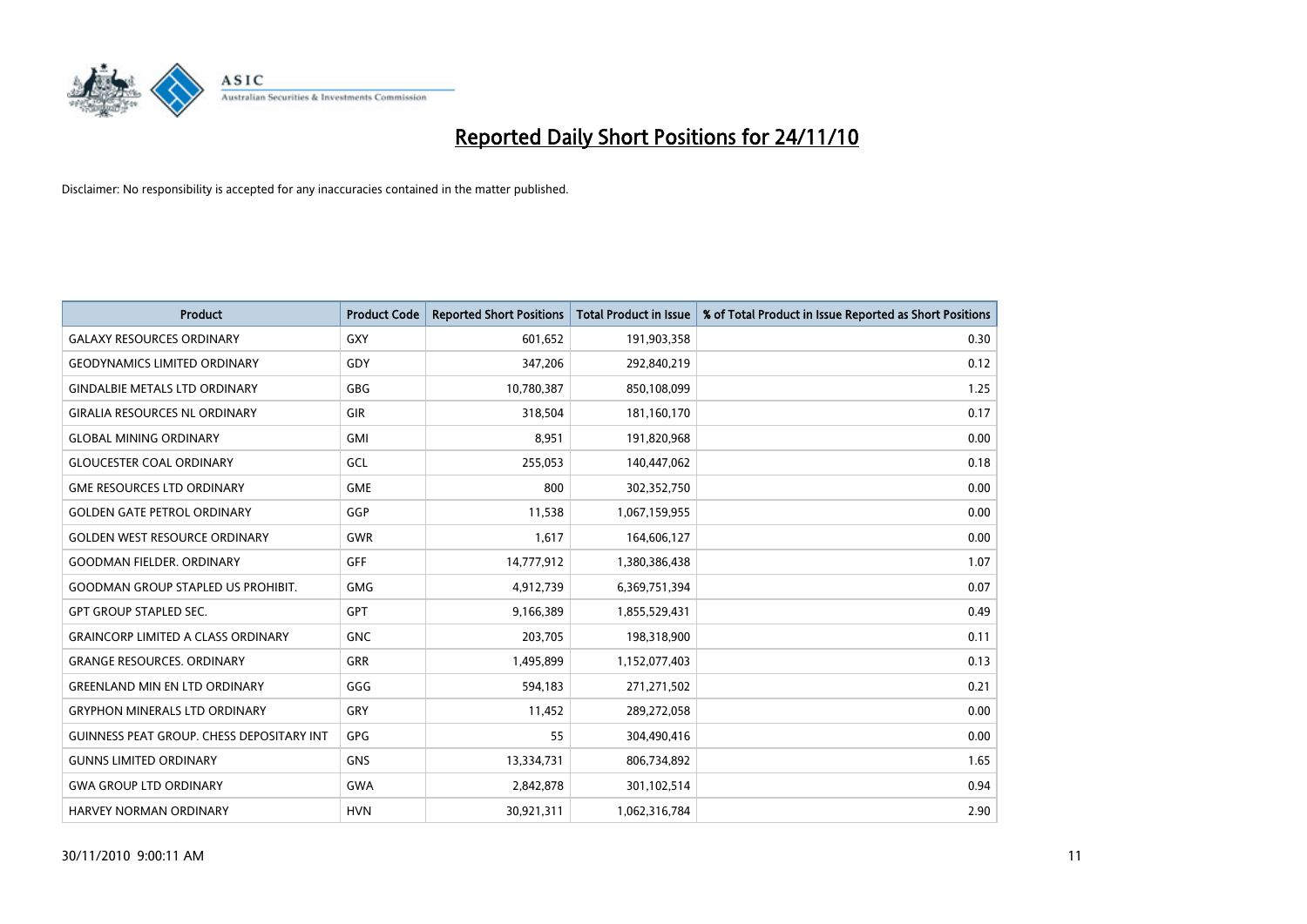# Reported Daily Short Positions for 24/11/10

Disclaimer: No responsibility is accepted for any inaccuracies contained in the matter published.

| Product | Product Code | Reported Short Positions | Total Product in Issue | % of Total Product in Issue Reported as Short Positions |
|---|---|---|---|---|
| GALAXY RESOURCES ORDINARY | GXY | 601,652 | 191,903,358 | 0.30 |
| GEODYNAMICS LIMITED ORDINARY | GDY | 347,206 | 292,840,219 | 0.12 |
| GINDALBIE METALS LTD ORDINARY | GBG | 10,780,387 | 850,108,099 | 1.25 |
| GIRALIA RESOURCES NL ORDINARY | GIR | 318,504 | 181,160,170 | 0.17 |
| GLOBAL MINING ORDINARY | GMI | 8,951 | 191,820,968 | 0.00 |
| GLOUCESTER COAL ORDINARY | GCL | 255,053 | 140,447,062 | 0.18 |
| GME RESOURCES LTD ORDINARY | GME | 800 | 302,352,750 | 0.00 |
| GOLDEN GATE PETROL ORDINARY | GGP | 11,538 | 1,067,159,955 | 0.00 |
| GOLDEN WEST RESOURCE ORDINARY | GWR | 1,617 | 164,606,127 | 0.00 |
| GOODMAN FIELDER. ORDINARY | GFF | 14,777,912 | 1,380,386,438 | 1.07 |
| GOODMAN GROUP STAPLED US PROHIBIT. | GMG | 4,912,739 | 6,369,751,394 | 0.07 |
| GPT GROUP STAPLED SEC. | GPT | 9,166,389 | 1,855,529,431 | 0.49 |
| GRAINCORP LIMITED A CLASS ORDINARY | GNC | 203,705 | 198,318,900 | 0.11 |
| GRANGE RESOURCES. ORDINARY | GRR | 1,495,899 | 1,152,077,403 | 0.13 |
| GREENLAND MIN EN LTD ORDINARY | GGG | 594,183 | 271,271,502 | 0.21 |
| GRYPHON MINERALS LTD ORDINARY | GRY | 11,452 | 289,272,058 | 0.00 |
| GUINNESS PEAT GROUP. CHESS DEPOSITARY INT | GPG | 55 | 304,490,416 | 0.00 |
| GUNNS LIMITED ORDINARY | GNS | 13,334,731 | 806,734,892 | 1.65 |
| GWA GROUP LTD ORDINARY | GWA | 2,842,878 | 301,102,514 | 0.94 |
| HARVEY NORMAN ORDINARY | HVN | 30,921,311 | 1,062,316,784 | 2.90 |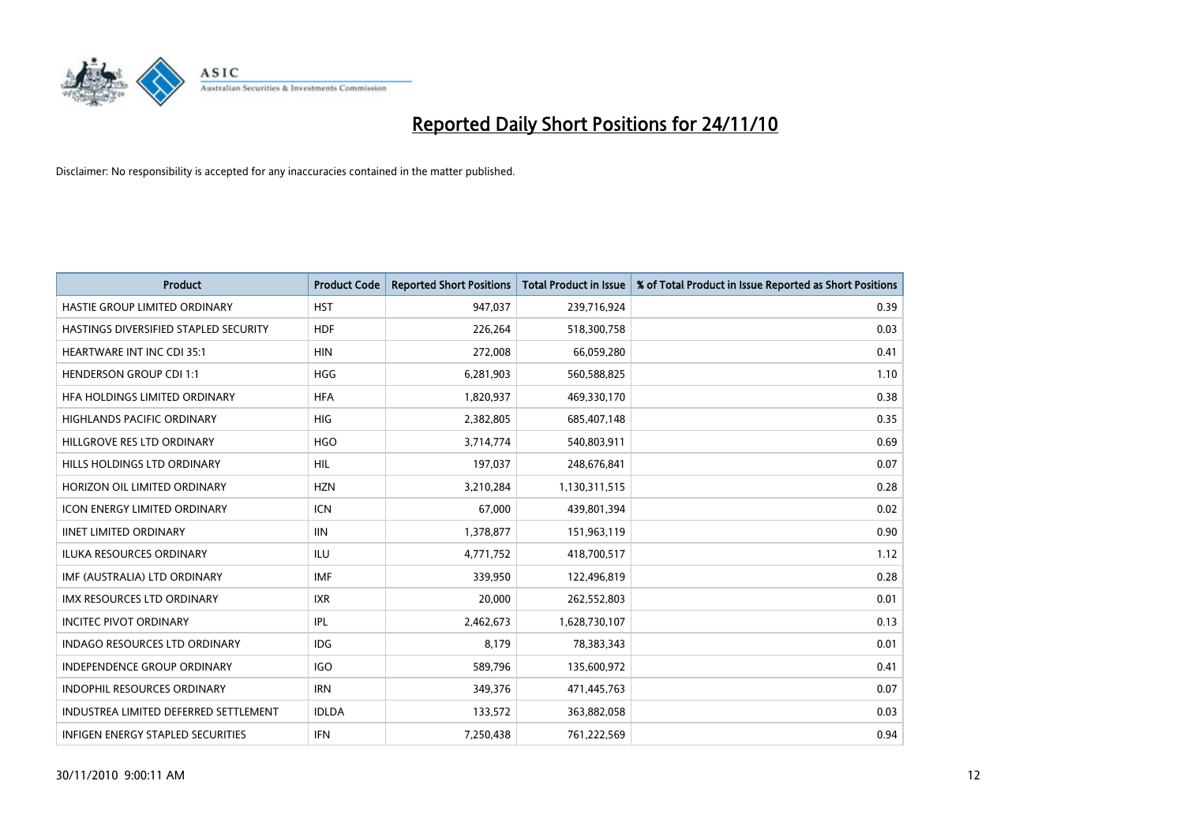# Reported Daily Short Positions for 24/11/10

Disclaimer: No responsibility is accepted for any inaccuracies contained in the matter published.

| Product | Product Code | Reported Short Positions | Total Product in Issue | % of Total Product in Issue Reported as Short Positions |
|---|---|---|---|---|
| HASTIE GROUP LIMITED ORDINARY | HST | 947,037 | 239,716,924 | 0.39 |
| HASTINGS DIVERSIFIED STAPLED SECURITY | HDF | 226,264 | 518,300,758 | 0.03 |
| HEARTWARE INT INC CDI 35:1 | HIN | 272,008 | 66,059,280 | 0.41 |
| HENDERSON GROUP CDI 1:1 | HGG | 6,281,903 | 560,588,825 | 1.10 |
| HFA HOLDINGS LIMITED ORDINARY | HFA | 1,820,937 | 469,330,170 | 0.38 |
| HIGHLANDS PACIFIC ORDINARY | HIG | 2,382,805 | 685,407,148 | 0.35 |
| HILLGROVE RES LTD ORDINARY | HGO | 3,714,774 | 540,803,911 | 0.69 |
| HILLS HOLDINGS LTD ORDINARY | HIL | 197,037 | 248,676,841 | 0.07 |
| HORIZON OIL LIMITED ORDINARY | HZN | 3,210,284 | 1,130,311,515 | 0.28 |
| ICON ENERGY LIMITED ORDINARY | ICN | 67,000 | 439,801,394 | 0.02 |
| IINET LIMITED ORDINARY | IIN | 1,378,877 | 151,963,119 | 0.90 |
| ILUKA RESOURCES ORDINARY | ILU | 4,771,752 | 418,700,517 | 1.12 |
| IMF (AUSTRALIA) LTD ORDINARY | IMF | 339,950 | 122,496,819 | 0.28 |
| IMX RESOURCES LTD ORDINARY | IXR | 20,000 | 262,552,803 | 0.01 |
| INCITEC PIVOT ORDINARY | IPL | 2,462,673 | 1,628,730,107 | 0.13 |
| INDAGO RESOURCES LTD ORDINARY | IDG | 8,179 | 78,383,343 | 0.01 |
| INDEPENDENCE GROUP ORDINARY | IGO | 589,796 | 135,600,972 | 0.41 |
| INDOPHIL RESOURCES ORDINARY | IRN | 349,376 | 471,445,763 | 0.07 |
| INDUSTREA LIMITED DEFERRED SETTLEMENT | IDLDA | 133,572 | 363,882,058 | 0.03 |
| INFIGEN ENERGY STAPLED SECURITIES | IFN | 7,250,438 | 761,222,569 | 0.94 |

30/11/2010 9:00:11 AM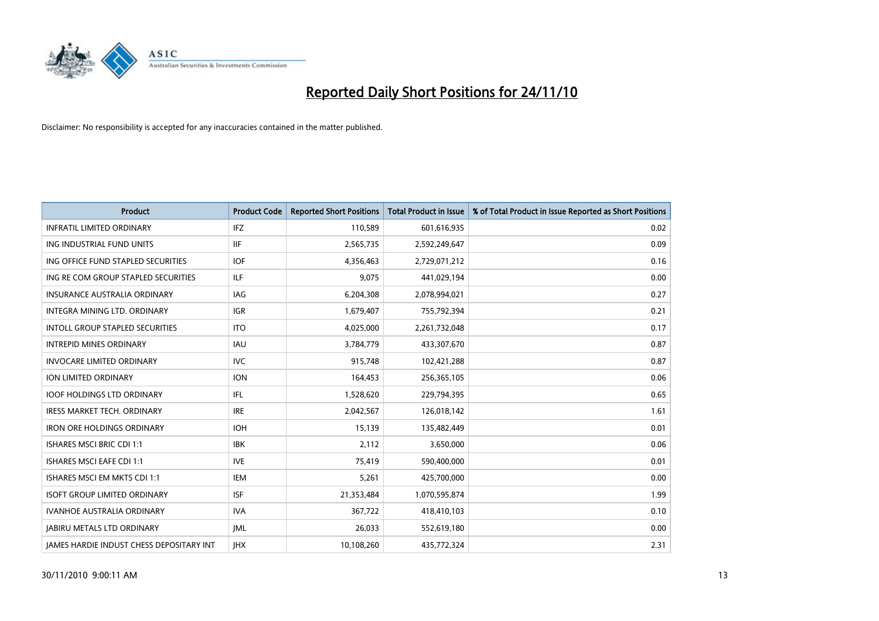# Reported Daily Short Positions for 24/11/10

Disclaimer: No responsibility is accepted for any inaccuracies contained in the matter published.

| Product | Product Code | Reported Short Positions | Total Product in Issue | % of Total Product in Issue Reported as Short Positions |
|---|---|---|---|---|
| INFRATIL LIMITED ORDINARY | IFZ | 110,589 | 601,616,935 | 0.02 |
| ING INDUSTRIAL FUND UNITS | IIF | 2,565,735 | 2,592,249,647 | 0.09 |
| ING OFFICE FUND STAPLED SECURITIES | IOF | 4,356,463 | 2,729,071,212 | 0.16 |
| ING RE COM GROUP STAPLED SECURITIES | ILF | 9,075 | 441,029,194 | 0.00 |
| INSURANCE AUSTRALIA ORDINARY | IAG | 6,204,308 | 2,078,994,021 | 0.27 |
| INTEGRA MINING LTD. ORDINARY | IGR | 1,679,407 | 755,792,394 | 0.21 |
| INTOLL GROUP STAPLED SECURITIES | ITO | 4,025,000 | 2,261,732,048 | 0.17 |
| INTREPID MINES ORDINARY | IAU | 3,784,779 | 433,307,670 | 0.87 |
| INVOCARE LIMITED ORDINARY | IVC | 915,748 | 102,421,288 | 0.87 |
| ION LIMITED ORDINARY | ION | 164,453 | 256,365,105 | 0.06 |
| IOOF HOLDINGS LTD ORDINARY | IFL | 1,528,620 | 229,794,395 | 0.65 |
| IRESS MARKET TECH. ORDINARY | IRE | 2,042,567 | 126,018,142 | 1.61 |
| IRON ORE HOLDINGS ORDINARY | IOH | 15,139 | 135,482,449 | 0.01 |
| ISHARES MSCI BRIC CDI 1:1 | IBK | 2,112 | 3,650,000 | 0.06 |
| ISHARES MSCI EAFE CDI 1:1 | IVE | 75,419 | 590,400,000 | 0.01 |
| ISHARES MSCI EM MKTS CDI 1:1 | IEM | 5,261 | 425,700,000 | 0.00 |
| ISOFT GROUP LIMITED ORDINARY | ISF | 21,353,484 | 1,070,595,874 | 1.99 |
| IVANHOE AUSTRALIA ORDINARY | IVA | 367,722 | 418,410,103 | 0.10 |
| JABIRU METALS LTD ORDINARY | JML | 26,033 | 552,619,180 | 0.00 |
| JAMES HARDIE INDUST CHESS DEPOSITARY INT | JHX | 10,108,260 | 435,772,324 | 2.31 |

30/11/2010 9:00:11 AM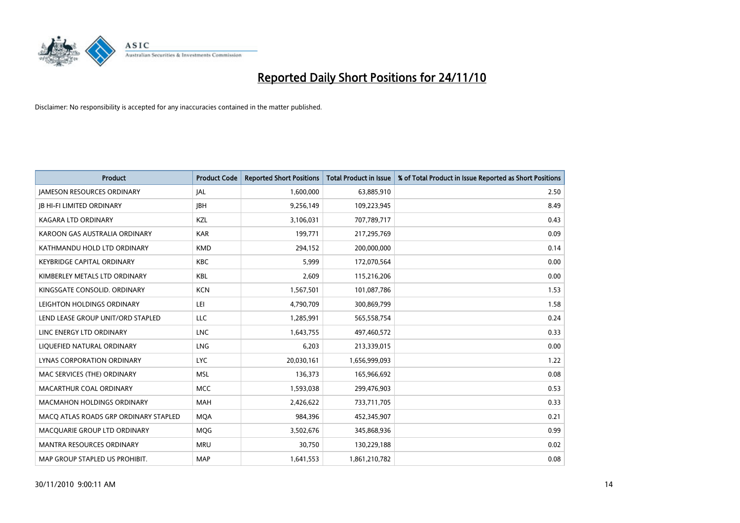# Reported Daily Short Positions for 24/11/10

Disclaimer: No responsibility is accepted for any inaccuracies contained in the matter published.

| Product | Product Code | Reported Short Positions | Total Product in Issue | % of Total Product in Issue Reported as Short Positions |
|---|---|---|---|---|
| JAMESON RESOURCES ORDINARY | JAL | 1,600,000 | 63,885,910 | 2.50 |
| JB HI-FI LIMITED ORDINARY | JBH | 9,256,149 | 109,223,945 | 8.49 |
| KAGARA LTD ORDINARY | KZL | 3,106,031 | 707,789,717 | 0.43 |
| KAROON GAS AUSTRALIA ORDINARY | KAR | 199,771 | 217,295,769 | 0.09 |
| KATHMANDU HOLD LTD ORDINARY | KMD | 294,152 | 200,000,000 | 0.14 |
| KEYBRIDGE CAPITAL ORDINARY | KBC | 5,999 | 172,070,564 | 0.00 |
| KIMBERLEY METALS LTD ORDINARY | KBL | 2,609 | 115,216,206 | 0.00 |
| KINGSGATE CONSOLID. ORDINARY | KCN | 1,567,501 | 101,087,786 | 1.53 |
| LEIGHTON HOLDINGS ORDINARY | LEI | 4,790,709 | 300,869,799 | 1.58 |
| LEND LEASE GROUP UNIT/ORD STAPLED | LLC | 1,285,991 | 565,558,754 | 0.24 |
| LINC ENERGY LTD ORDINARY | LNC | 1,643,755 | 497,460,572 | 0.33 |
| LIQUEFIED NATURAL ORDINARY | LNG | 6,203 | 213,339,015 | 0.00 |
| LYNAS CORPORATION ORDINARY | LYC | 20,030,161 | 1,656,999,093 | 1.22 |
| MAC SERVICES (THE) ORDINARY | MSL | 136,373 | 165,966,692 | 0.08 |
| MACARTHUR COAL ORDINARY | MCC | 1,593,038 | 299,476,903 | 0.53 |
| MACMAHON HOLDINGS ORDINARY | MAH | 2,426,622 | 733,711,705 | 0.33 |
| MACQ ATLAS ROADS GRP ORDINARY STAPLED | MQA | 984,396 | 452,345,907 | 0.21 |
| MACQUARIE GROUP LTD ORDINARY | MQG | 3,502,676 | 345,868,936 | 0.99 |
| MANTRA RESOURCES ORDINARY | MRU | 30,750 | 130,229,188 | 0.02 |
| MAP GROUP STAPLED US PROHIBIT. | MAP | 1,641,553 | 1,861,210,782 | 0.08 |

30/11/2010 9:00:11 AM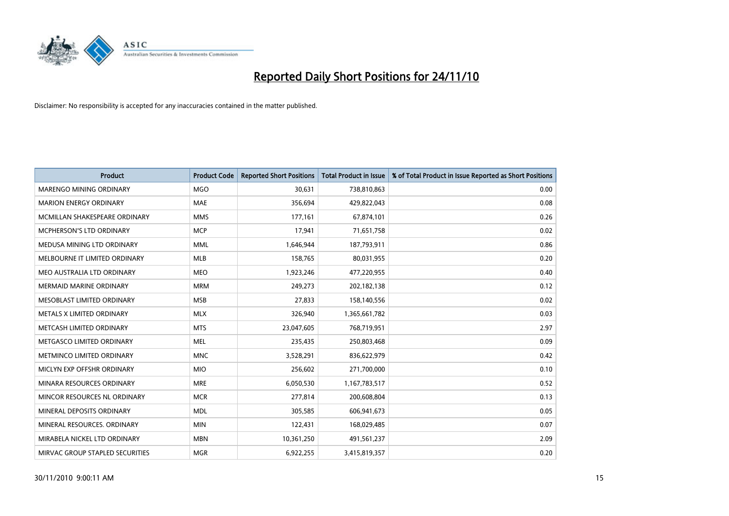# Reported Daily Short Positions for 24/11/10

Disclaimer: No responsibility is accepted for any inaccuracies contained in the matter published.

| Product | Product Code | Reported Short Positions | Total Product in Issue | % of Total Product in Issue Reported as Short Positions |
|---|---|---|---|---|
| MARENGO MINING ORDINARY | MGO | 30,631 | 738,810,863 | 0.00 |
| MARION ENERGY ORDINARY | MAE | 356,694 | 429,822,043 | 0.08 |
| MCMILLAN SHAKESPEARE ORDINARY | MMS | 177,161 | 67,874,101 | 0.26 |
| MCPHERSON'S LTD ORDINARY | MCP | 17,941 | 71,651,758 | 0.02 |
| MEDUSA MINING LTD ORDINARY | MML | 1,646,944 | 187,793,911 | 0.86 |
| MELBOURNE IT LIMITED ORDINARY | MLB | 158,765 | 80,031,955 | 0.20 |
| MEO AUSTRALIA LTD ORDINARY | MEO | 1,923,246 | 477,220,955 | 0.40 |
| MERMAID MARINE ORDINARY | MRM | 249,273 | 202,182,138 | 0.12 |
| MESOBLAST LIMITED ORDINARY | MSB | 27,833 | 158,140,556 | 0.02 |
| METALS X LIMITED ORDINARY | MLX | 326,940 | 1,365,661,782 | 0.03 |
| METCASH LIMITED ORDINARY | MTS | 23,047,605 | 768,719,951 | 2.97 |
| METGASCO LIMITED ORDINARY | MEL | 235,435 | 250,803,468 | 0.09 |
| METMINCO LIMITED ORDINARY | MNC | 3,528,291 | 836,622,979 | 0.42 |
| MICLYN EXP OFFSHR ORDINARY | MIO | 256,602 | 271,700,000 | 0.10 |
| MINARA RESOURCES ORDINARY | MRE | 6,050,530 | 1,167,783,517 | 0.52 |
| MINCOR RESOURCES NL ORDINARY | MCR | 277,814 | 200,608,804 | 0.13 |
| MINERAL DEPOSITS ORDINARY | MDL | 305,585 | 606,941,673 | 0.05 |
| MINERAL RESOURCES. ORDINARY | MIN | 122,431 | 168,029,485 | 0.07 |
| MIRABELA NICKEL LTD ORDINARY | MBN | 10,361,250 | 491,561,237 | 2.09 |
| MIRVAC GROUP STAPLED SECURITIES | MGR | 6,922,255 | 3,415,819,357 | 0.20 |

30/11/2010 9:00:11 AM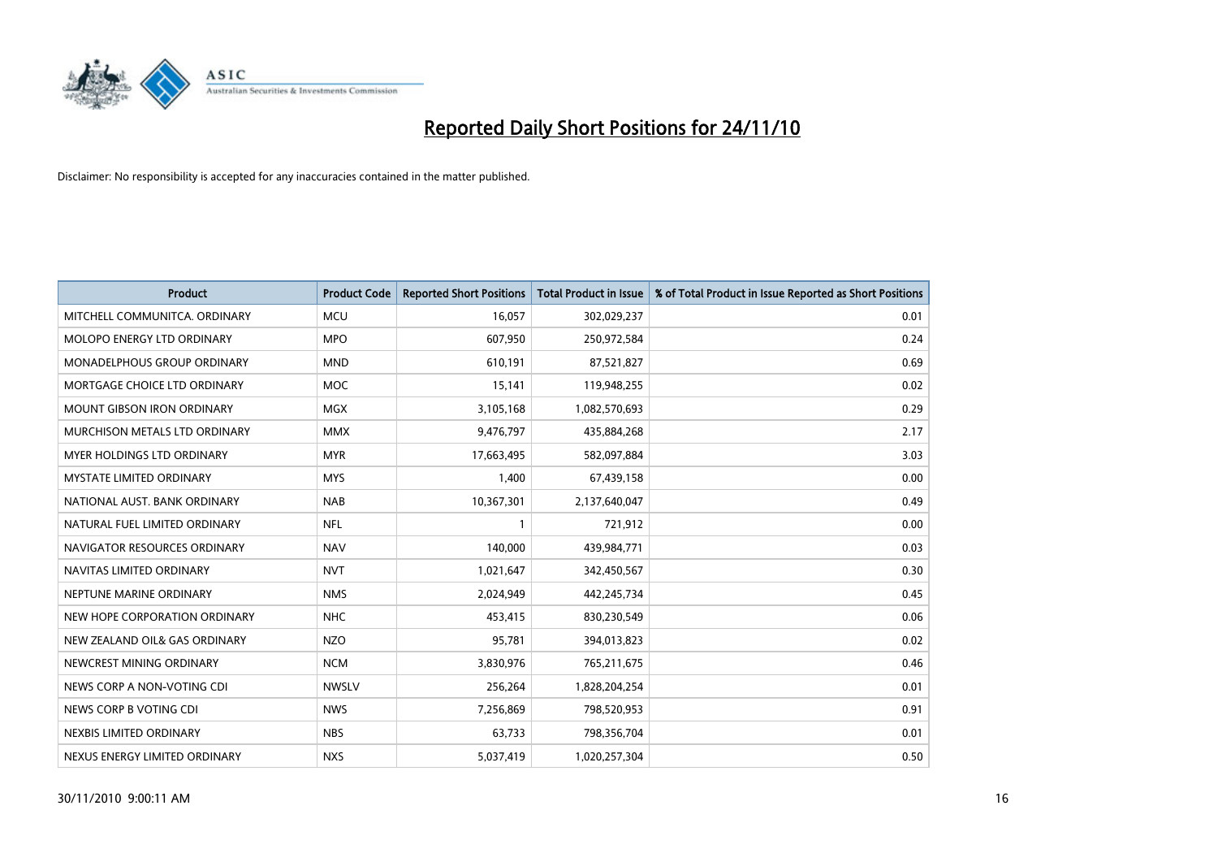# Reported Daily Short Positions for 24/11/10

Disclaimer: No responsibility is accepted for any inaccuracies contained in the matter published.

| Product | Product Code | Reported Short Positions | Total Product in Issue | % of Total Product in Issue Reported as Short Positions |
|---|---|---|---|---|
| MITCHELL COMMUNITCA. ORDINARY | MCU | 16,057 | 302,029,237 | 0.01 |
| MOLOPO ENERGY LTD ORDINARY | MPO | 607,950 | 250,972,584 | 0.24 |
| MONADELPHOUS GROUP ORDINARY | MND | 610,191 | 87,521,827 | 0.69 |
| MORTGAGE CHOICE LTD ORDINARY | MOC | 15,141 | 119,948,255 | 0.02 |
| MOUNT GIBSON IRON ORDINARY | MGX | 3,105,168 | 1,082,570,693 | 0.29 |
| MURCHISON METALS LTD ORDINARY | MMX | 9,476,797 | 435,884,268 | 2.17 |
| MYER HOLDINGS LTD ORDINARY | MYR | 17,663,495 | 582,097,884 | 3.03 |
| MYSTATE LIMITED ORDINARY | MYS | 1,400 | 67,439,158 | 0.00 |
| NATIONAL AUST. BANK ORDINARY | NAB | 10,367,301 | 2,137,640,047 | 0.49 |
| NATURAL FUEL LIMITED ORDINARY | NFL | 1 | 721,912 | 0.00 |
| NAVIGATOR RESOURCES ORDINARY | NAV | 140,000 | 439,984,771 | 0.03 |
| NAVITAS LIMITED ORDINARY | NVT | 1,021,647 | 342,450,567 | 0.30 |
| NEPTUNE MARINE ORDINARY | NMS | 2,024,949 | 442,245,734 | 0.45 |
| NEW HOPE CORPORATION ORDINARY | NHC | 453,415 | 830,230,549 | 0.06 |
| NEW ZEALAND OIL& GAS ORDINARY | NZO | 95,781 | 394,013,823 | 0.02 |
| NEWCREST MINING ORDINARY | NCM | 3,830,976 | 765,211,675 | 0.46 |
| NEWS CORP A NON-VOTING CDI | NWSLV | 256,264 | 1,828,204,254 | 0.01 |
| NEWS CORP B VOTING CDI | NWS | 7,256,869 | 798,520,953 | 0.91 |
| NEXBIS LIMITED ORDINARY | NBS | 63,733 | 798,356,704 | 0.01 |
| NEXUS ENERGY LIMITED ORDINARY | NXS | 5,037,419 | 1,020,257,304 | 0.50 |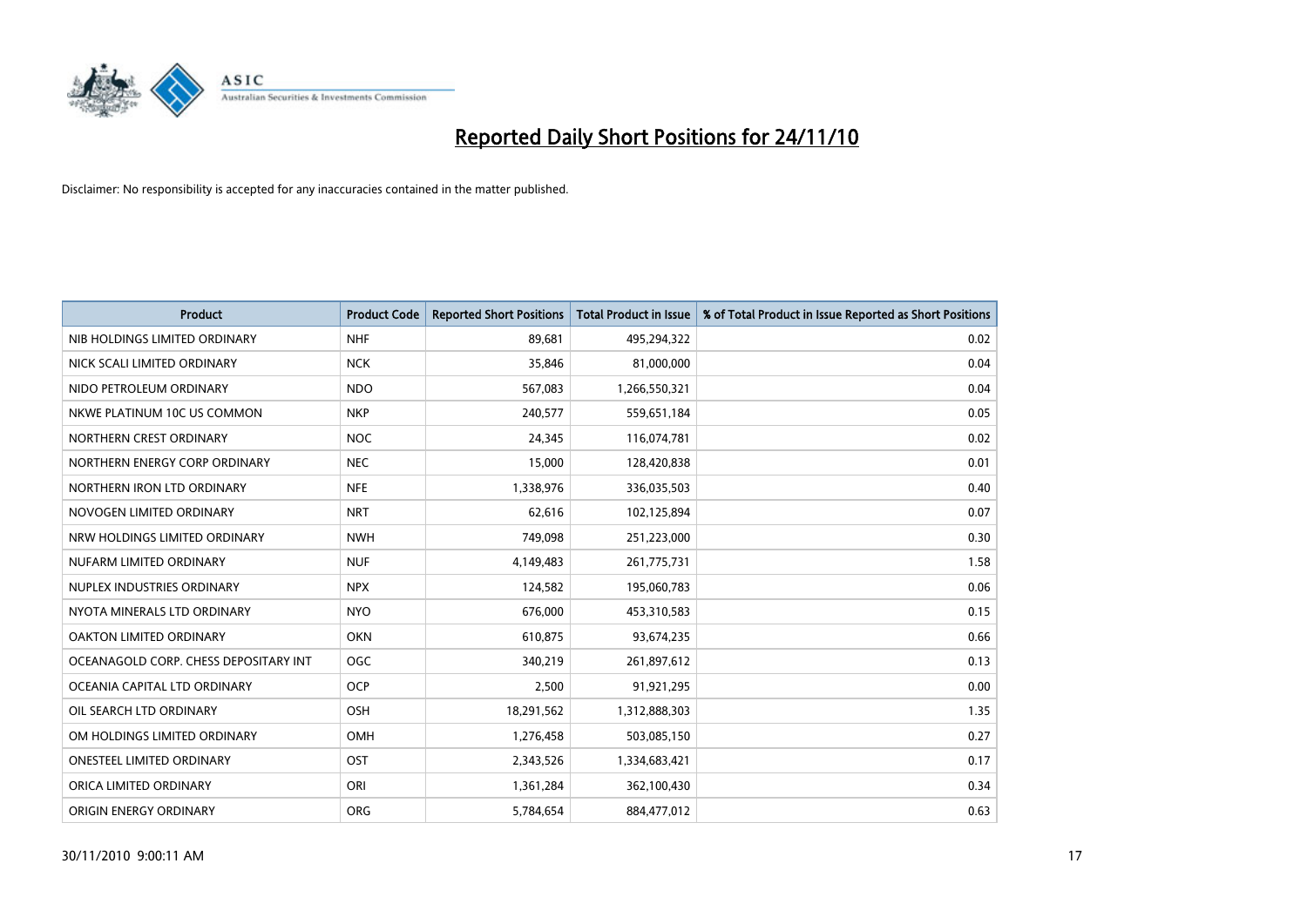# Reported Daily Short Positions for 24/11/10

Disclaimer: No responsibility is accepted for any inaccuracies contained in the matter published.

| Product | Product Code | Reported Short Positions | Total Product in Issue | % of Total Product in Issue Reported as Short Positions |
|---|---|---|---|---|
| NIB HOLDINGS LIMITED ORDINARY | NHF | 89,681 | 495,294,322 | 0.02 |
| NICK SCALI LIMITED ORDINARY | NCK | 35,846 | 81,000,000 | 0.04 |
| NIDO PETROLEUM ORDINARY | NDO | 567,083 | 1,266,550,321 | 0.04 |
| NKWE PLATINUM 10C US COMMON | NKP | 240,577 | 559,651,184 | 0.05 |
| NORTHERN CREST ORDINARY | NOC | 24,345 | 116,074,781 | 0.02 |
| NORTHERN ENERGY CORP ORDINARY | NEC | 15,000 | 128,420,838 | 0.01 |
| NORTHERN IRON LTD ORDINARY | NFE | 1,338,976 | 336,035,503 | 0.40 |
| NOVOGEN LIMITED ORDINARY | NRT | 62,616 | 102,125,894 | 0.07 |
| NRW HOLDINGS LIMITED ORDINARY | NWH | 749,098 | 251,223,000 | 0.30 |
| NUFARM LIMITED ORDINARY | NUF | 4,149,483 | 261,775,731 | 1.58 |
| NUPLEX INDUSTRIES ORDINARY | NPX | 124,582 | 195,060,783 | 0.06 |
| NYOTA MINERALS LTD ORDINARY | NYO | 676,000 | 453,310,583 | 0.15 |
| OAKTON LIMITED ORDINARY | OKN | 610,875 | 93,674,235 | 0.66 |
| OCEANAGOLD CORP. CHESS DEPOSITARY INT | OGC | 340,219 | 261,897,612 | 0.13 |
| OCEANIA CAPITAL LTD ORDINARY | OCP | 2,500 | 91,921,295 | 0.00 |
| OIL SEARCH LTD ORDINARY | OSH | 18,291,562 | 1,312,888,303 | 1.35 |
| OM HOLDINGS LIMITED ORDINARY | OMH | 1,276,458 | 503,085,150 | 0.27 |
| ONESTEEL LIMITED ORDINARY | OST | 2,343,526 | 1,334,683,421 | 0.17 |
| ORICA LIMITED ORDINARY | ORI | 1,361,284 | 362,100,430 | 0.34 |
| ORIGIN ENERGY ORDINARY | ORG | 5,784,654 | 884,477,012 | 0.63 |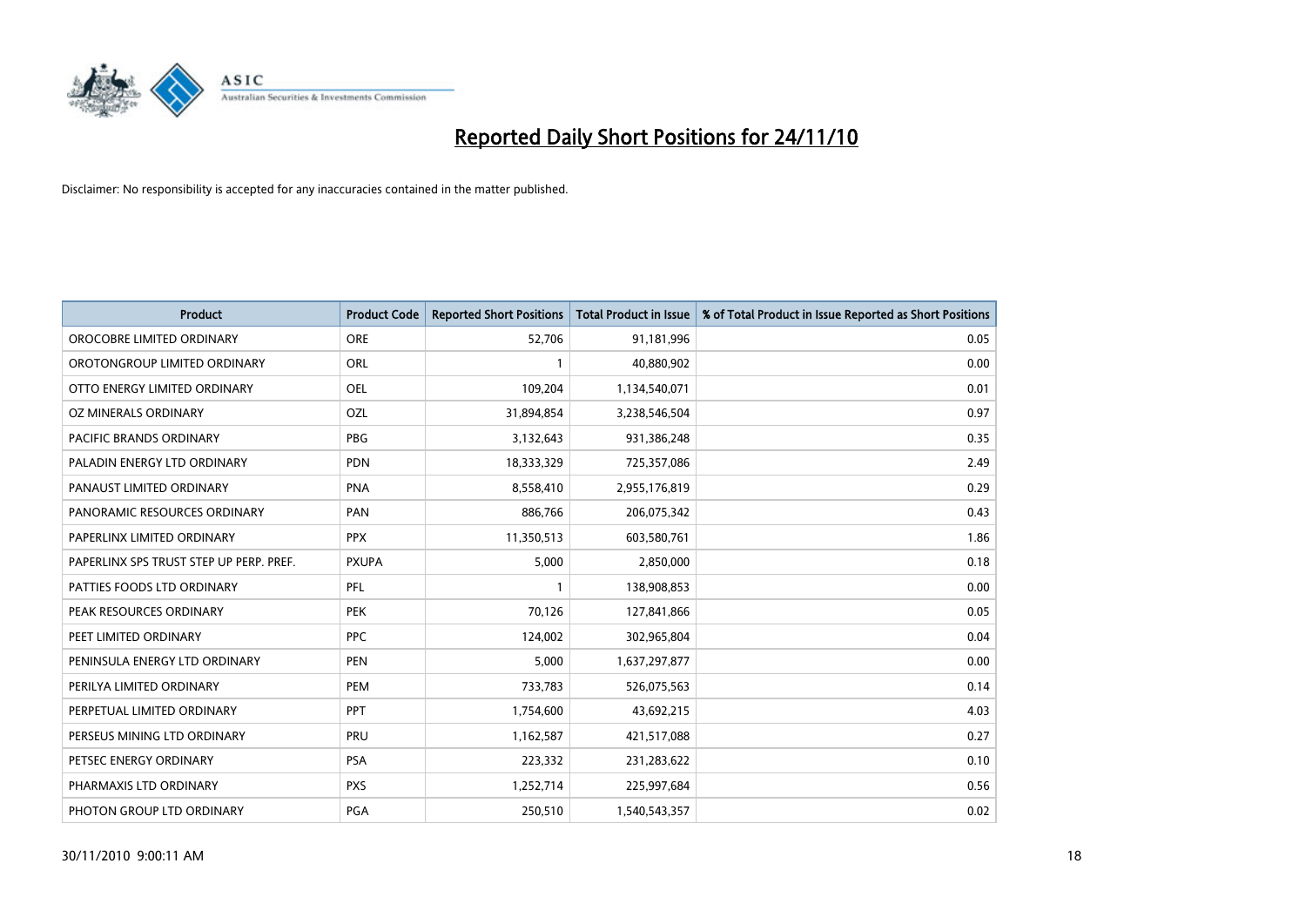# Reported Daily Short Positions for 24/11/10

Disclaimer: No responsibility is accepted for any inaccuracies contained in the matter published.

| Product | Product Code | Reported Short Positions | Total Product in Issue | % of Total Product in Issue Reported as Short Positions |
|---|---|---|---|---|
| OROCOBRE LIMITED ORDINARY | ORE | 52,706 | 91,181,996 | 0.05 |
| OROTONGROUP LIMITED ORDINARY | ORL | 1 | 40,880,902 | 0.00 |
| OTTO ENERGY LIMITED ORDINARY | OEL | 109,204 | 1,134,540,071 | 0.01 |
| OZ MINERALS ORDINARY | OZL | 31,894,854 | 3,238,546,504 | 0.97 |
| PACIFIC BRANDS ORDINARY | PBG | 3,132,643 | 931,386,248 | 0.35 |
| PALADIN ENERGY LTD ORDINARY | PDN | 18,333,329 | 725,357,086 | 2.49 |
| PANAUST LIMITED ORDINARY | PNA | 8,558,410 | 2,955,176,819 | 0.29 |
| PANORAMIC RESOURCES ORDINARY | PAN | 886,766 | 206,075,342 | 0.43 |
| PAPERLINX LIMITED ORDINARY | PPX | 11,350,513 | 603,580,761 | 1.86 |
| PAPERLINX SPS TRUST STEP UP PERP. PREF. | PXUPA | 5,000 | 2,850,000 | 0.18 |
| PATTIES FOODS LTD ORDINARY | PFL | 1 | 138,908,853 | 0.00 |
| PEAK RESOURCES ORDINARY | PEK | 70,126 | 127,841,866 | 0.05 |
| PEET LIMITED ORDINARY | PPC | 124,002 | 302,965,804 | 0.04 |
| PENINSULA ENERGY LTD ORDINARY | PEN | 5,000 | 1,637,297,877 | 0.00 |
| PERILYA LIMITED ORDINARY | PEM | 733,783 | 526,075,563 | 0.14 |
| PERPETUAL LIMITED ORDINARY | PPT | 1,754,600 | 43,692,215 | 4.03 |
| PERSEUS MINING LTD ORDINARY | PRU | 1,162,587 | 421,517,088 | 0.27 |
| PETSEC ENERGY ORDINARY | PSA | 223,332 | 231,283,622 | 0.10 |
| PHARMAXIS LTD ORDINARY | PXS | 1,252,714 | 225,997,684 | 0.56 |
| PHOTON GROUP LTD ORDINARY | PGA | 250,510 | 1,540,543,357 | 0.02 |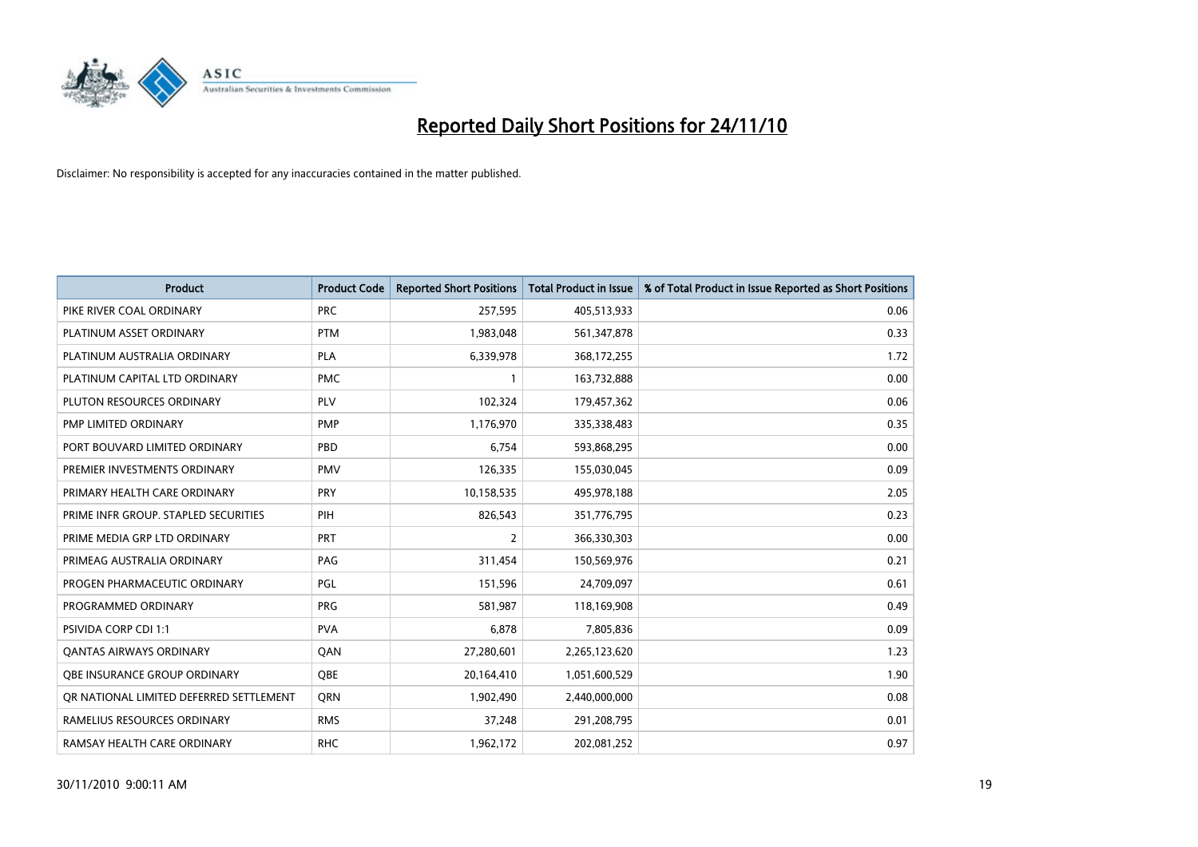# Reported Daily Short Positions for 24/11/10

Disclaimer: No responsibility is accepted for any inaccuracies contained in the matter published.

| Product | Product Code | Reported Short Positions | Total Product in Issue | % of Total Product in Issue Reported as Short Positions |
|---|---|---|---|---|
| PIKE RIVER COAL ORDINARY | PRC | 257,595 | 405,513,933 | 0.06 |
| PLATINUM ASSET ORDINARY | PTM | 1,983,048 | 561,347,878 | 0.33 |
| PLATINUM AUSTRALIA ORDINARY | PLA | 6,339,978 | 368,172,255 | 1.72 |
| PLATINUM CAPITAL LTD ORDINARY | PMC | 1 | 163,732,888 | 0.00 |
| PLUTON RESOURCES ORDINARY | PLV | 102,324 | 179,457,362 | 0.06 |
| PMP LIMITED ORDINARY | PMP | 1,176,970 | 335,338,483 | 0.35 |
| PORT BOUVARD LIMITED ORDINARY | PBD | 6,754 | 593,868,295 | 0.00 |
| PREMIER INVESTMENTS ORDINARY | PMV | 126,335 | 155,030,045 | 0.09 |
| PRIMARY HEALTH CARE ORDINARY | PRY | 10,158,535 | 495,978,188 | 2.05 |
| PRIME INFR GROUP. STAPLED SECURITIES | PIH | 826,543 | 351,776,795 | 0.23 |
| PRIME MEDIA GRP LTD ORDINARY | PRT | 2 | 366,330,303 | 0.00 |
| PRIMEAG AUSTRALIA ORDINARY | PAG | 311,454 | 150,569,976 | 0.21 |
| PROGEN PHARMACEUTIC ORDINARY | PGL | 151,596 | 24,709,097 | 0.61 |
| PROGRAMMED ORDINARY | PRG | 581,987 | 118,169,908 | 0.49 |
| PSIVIDA CORP CDI 1:1 | PVA | 6,878 | 7,805,836 | 0.09 |
| QANTAS AIRWAYS ORDINARY | QAN | 27,280,601 | 2,265,123,620 | 1.23 |
| QBE INSURANCE GROUP ORDINARY | QBE | 20,164,410 | 1,051,600,529 | 1.90 |
| QR NATIONAL LIMITED DEFERRED SETTLEMENT | QRN | 1,902,490 | 2,440,000,000 | 0.08 |
| RAMELIUS RESOURCES ORDINARY | RMS | 37,248 | 291,208,795 | 0.01 |
| RAMSAY HEALTH CARE ORDINARY | RHC | 1,962,172 | 202,081,252 | 0.97 |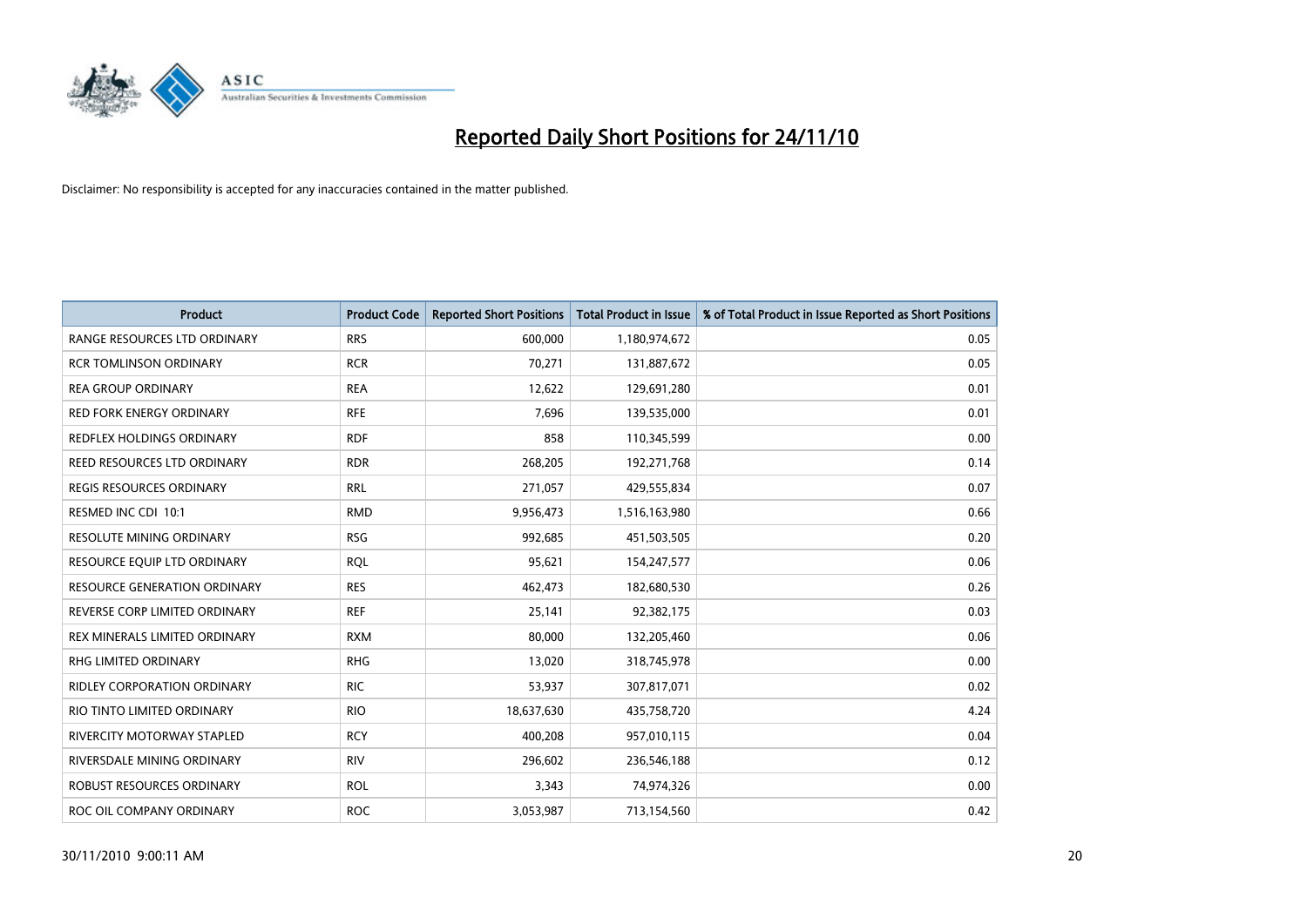# Reported Daily Short Positions for 24/11/10

Disclaimer: No responsibility is accepted for any inaccuracies contained in the matter published.

| Product | Product Code | Reported Short Positions | Total Product in Issue | % of Total Product in Issue Reported as Short Positions |
|---|---|---|---|---|
| RANGE RESOURCES LTD ORDINARY | RRS | 600,000 | 1,180,974,672 | 0.05 |
| RCR TOMLINSON ORDINARY | RCR | 70,271 | 131,887,672 | 0.05 |
| REA GROUP ORDINARY | REA | 12,622 | 129,691,280 | 0.01 |
| RED FORK ENERGY ORDINARY | RFE | 7,696 | 139,535,000 | 0.01 |
| REDFLEX HOLDINGS ORDINARY | RDF | 858 | 110,345,599 | 0.00 |
| REED RESOURCES LTD ORDINARY | RDR | 268,205 | 192,271,768 | 0.14 |
| REGIS RESOURCES ORDINARY | RRL | 271,057 | 429,555,834 | 0.07 |
| RESMED INC CDI 10:1 | RMD | 9,956,473 | 1,516,163,980 | 0.66 |
| RESOLUTE MINING ORDINARY | RSG | 992,685 | 451,503,505 | 0.20 |
| RESOURCE EQUIP LTD ORDINARY | RQL | 95,621 | 154,247,577 | 0.06 |
| RESOURCE GENERATION ORDINARY | RES | 462,473 | 182,680,530 | 0.26 |
| REVERSE CORP LIMITED ORDINARY | REF | 25,141 | 92,382,175 | 0.03 |
| REX MINERALS LIMITED ORDINARY | RXM | 80,000 | 132,205,460 | 0.06 |
| RHG LIMITED ORDINARY | RHG | 13,020 | 318,745,978 | 0.00 |
| RIDLEY CORPORATION ORDINARY | RIC | 53,937 | 307,817,071 | 0.02 |
| RIO TINTO LIMITED ORDINARY | RIO | 18,637,630 | 435,758,720 | 4.24 |
| RIVERCITY MOTORWAY STAPLED | RCY | 400,208 | 957,010,115 | 0.04 |
| RIVERSDALE MINING ORDINARY | RIV | 296,602 | 236,546,188 | 0.12 |
| ROBUST RESOURCES ORDINARY | ROL | 3,343 | 74,974,326 | 0.00 |
| ROC OIL COMPANY ORDINARY | ROC | 3,053,987 | 713,154,560 | 0.42 |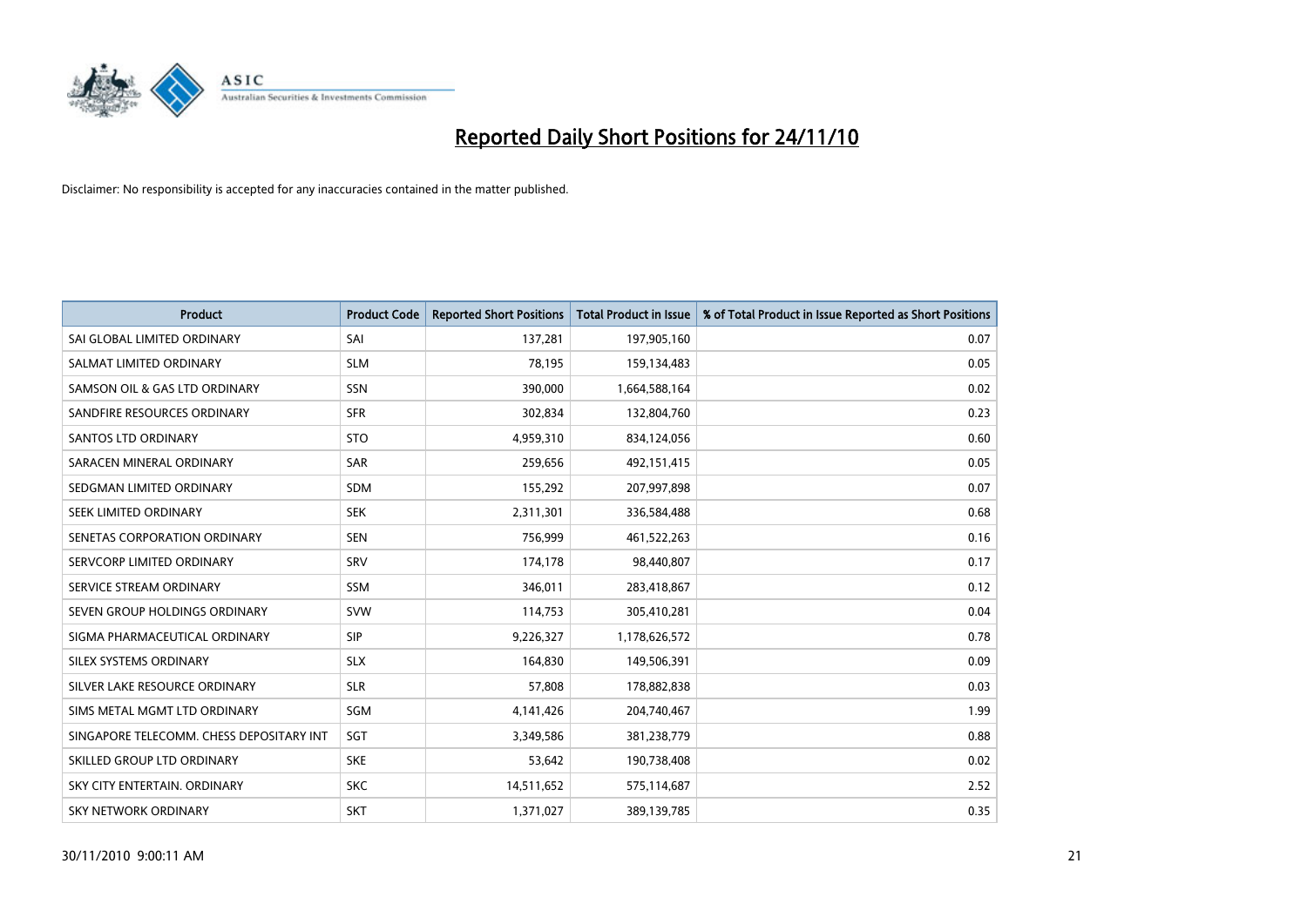# Reported Daily Short Positions for 24/11/10

Disclaimer: No responsibility is accepted for any inaccuracies contained in the matter published.

| Product | Product Code | Reported Short Positions | Total Product in Issue | % of Total Product in Issue Reported as Short Positions |
|---|---|---|---|---|
| SAI GLOBAL LIMITED ORDINARY | SAI | 137,281 | 197,905,160 | 0.07 |
| SALMAT LIMITED ORDINARY | SLM | 78,195 | 159,134,483 | 0.05 |
| SAMSON OIL & GAS LTD ORDINARY | SSN | 390,000 | 1,664,588,164 | 0.02 |
| SANDFIRE RESOURCES ORDINARY | SFR | 302,834 | 132,804,760 | 0.23 |
| SANTOS LTD ORDINARY | STO | 4,959,310 | 834,124,056 | 0.60 |
| SARACEN MINERAL ORDINARY | SAR | 259,656 | 492,151,415 | 0.05 |
| SEDGMAN LIMITED ORDINARY | SDM | 155,292 | 207,997,898 | 0.07 |
| SEEK LIMITED ORDINARY | SEK | 2,311,301 | 336,584,488 | 0.68 |
| SENETAS CORPORATION ORDINARY | SEN | 756,999 | 461,522,263 | 0.16 |
| SERVCORP LIMITED ORDINARY | SRV | 174,178 | 98,440,807 | 0.17 |
| SERVICE STREAM ORDINARY | SSM | 346,011 | 283,418,867 | 0.12 |
| SEVEN GROUP HOLDINGS ORDINARY | SVW | 114,753 | 305,410,281 | 0.04 |
| SIGMA PHARMACEUTICAL ORDINARY | SIP | 9,226,327 | 1,178,626,572 | 0.78 |
| SILEX SYSTEMS ORDINARY | SLX | 164,830 | 149,506,391 | 0.09 |
| SILVER LAKE RESOURCE ORDINARY | SLR | 57,808 | 178,882,838 | 0.03 |
| SIMS METAL MGMT LTD ORDINARY | SGM | 4,141,426 | 204,740,467 | 1.99 |
| SINGAPORE TELECOMM. CHESS DEPOSITARY INT | SGT | 3,349,586 | 381,238,779 | 0.88 |
| SKILLED GROUP LTD ORDINARY | SKE | 53,642 | 190,738,408 | 0.02 |
| SKY CITY ENTERTAIN. ORDINARY | SKC | 14,511,652 | 575,114,687 | 2.52 |
| SKY NETWORK ORDINARY | SKT | 1,371,027 | 389,139,785 | 0.35 |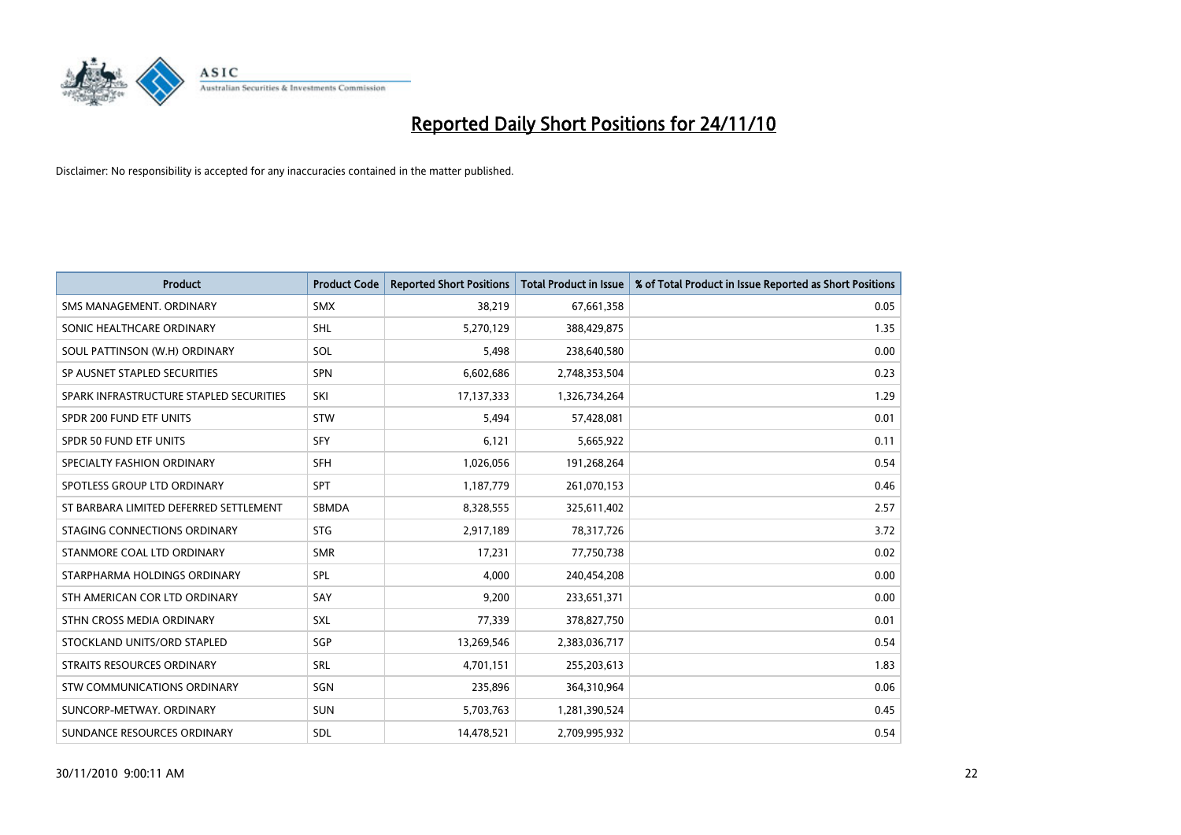# Reported Daily Short Positions for 24/11/10

Disclaimer: No responsibility is accepted for any inaccuracies contained in the matter published.

| Product | Product Code | Reported Short Positions | Total Product in Issue | % of Total Product in Issue Reported as Short Positions |
|---|---|---|---|---|
| SMS MANAGEMENT. ORDINARY | SMX | 38,219 | 67,661,358 | 0.05 |
| SONIC HEALTHCARE ORDINARY | SHL | 5,270,129 | 388,429,875 | 1.35 |
| SOUL PATTINSON (W.H) ORDINARY | SOL | 5,498 | 238,640,580 | 0.00 |
| SP AUSNET STAPLED SECURITIES | SPN | 6,602,686 | 2,748,353,504 | 0.23 |
| SPARK INFRASTRUCTURE STAPLED SECURITIES | SKI | 17,137,333 | 1,326,734,264 | 1.29 |
| SPDR 200 FUND ETF UNITS | STW | 5,494 | 57,428,081 | 0.01 |
| SPDR 50 FUND ETF UNITS | SFY | 6,121 | 5,665,922 | 0.11 |
| SPECIALTY FASHION ORDINARY | SFH | 1,026,056 | 191,268,264 | 0.54 |
| SPOTLESS GROUP LTD ORDINARY | SPT | 1,187,779 | 261,070,153 | 0.46 |
| ST BARBARA LIMITED DEFERRED SETTLEMENT | SBMDA | 8,328,555 | 325,611,402 | 2.57 |
| STAGING CONNECTIONS ORDINARY | STG | 2,917,189 | 78,317,726 | 3.72 |
| STANMORE COAL LTD ORDINARY | SMR | 17,231 | 77,750,738 | 0.02 |
| STARPHARMA HOLDINGS ORDINARY | SPL | 4,000 | 240,454,208 | 0.00 |
| STH AMERICAN COR LTD ORDINARY | SAY | 9,200 | 233,651,371 | 0.00 |
| STHN CROSS MEDIA ORDINARY | SXL | 77,339 | 378,827,750 | 0.01 |
| STOCKLAND UNITS/ORD STAPLED | SGP | 13,269,546 | 2,383,036,717 | 0.54 |
| STRAITS RESOURCES ORDINARY | SRL | 4,701,151 | 255,203,613 | 1.83 |
| STW COMMUNICATIONS ORDINARY | SGN | 235,896 | 364,310,964 | 0.06 |
| SUNCORP-METWAY. ORDINARY | SUN | 5,703,763 | 1,281,390,524 | 0.45 |
| SUNDANCE RESOURCES ORDINARY | SDL | 14,478,521 | 2,709,995,932 | 0.54 |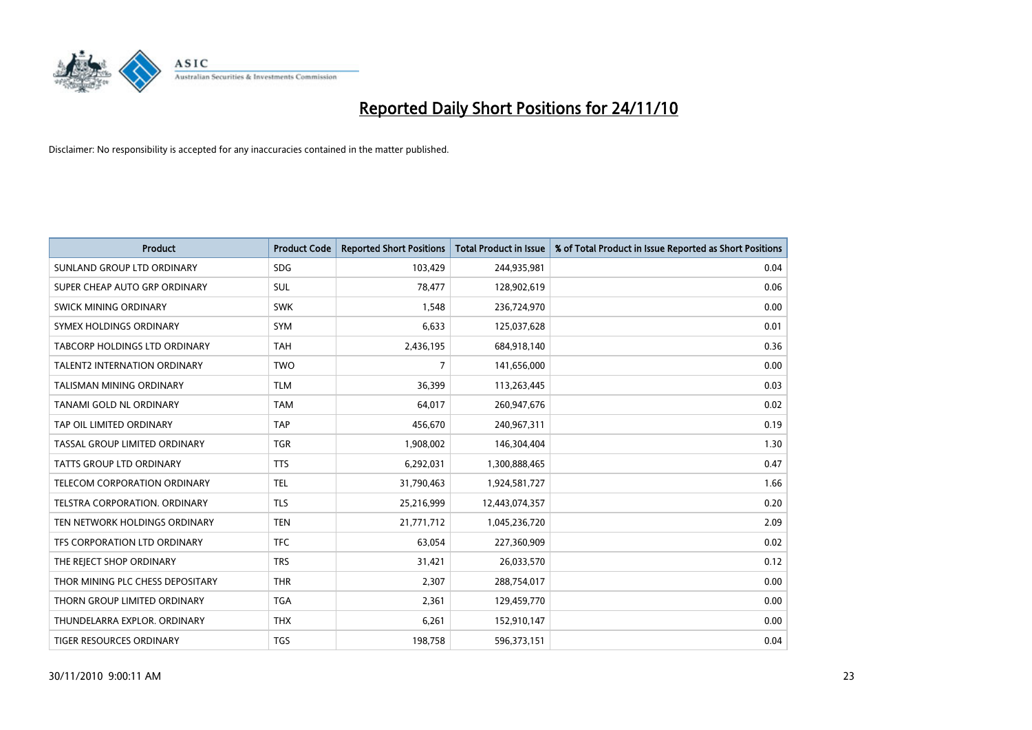# Reported Daily Short Positions for 24/11/10

Disclaimer: No responsibility is accepted for any inaccuracies contained in the matter published.

| Product | Product Code | Reported Short Positions | Total Product in Issue | % of Total Product in Issue Reported as Short Positions |
|---|---|---|---|---|
| SUNLAND GROUP LTD ORDINARY | SDG | 103,429 | 244,935,981 | 0.04 |
| SUPER CHEAP AUTO GRP ORDINARY | SUL | 78,477 | 128,902,619 | 0.06 |
| SWICK MINING ORDINARY | SWK | 1,548 | 236,724,970 | 0.00 |
| SYMEX HOLDINGS ORDINARY | SYM | 6,633 | 125,037,628 | 0.01 |
| TABCORP HOLDINGS LTD ORDINARY | TAH | 2,436,195 | 684,918,140 | 0.36 |
| TALENT2 INTERNATION ORDINARY | TWO | 7 | 141,656,000 | 0.00 |
| TALISMAN MINING ORDINARY | TLM | 36,399 | 113,263,445 | 0.03 |
| TANAMI GOLD NL ORDINARY | TAM | 64,017 | 260,947,676 | 0.02 |
| TAP OIL LIMITED ORDINARY | TAP | 456,670 | 240,967,311 | 0.19 |
| TASSAL GROUP LIMITED ORDINARY | TGR | 1,908,002 | 146,304,404 | 1.30 |
| TATTS GROUP LTD ORDINARY | TTS | 6,292,031 | 1,300,888,465 | 0.47 |
| TELECOM CORPORATION ORDINARY | TEL | 31,790,463 | 1,924,581,727 | 1.66 |
| TELSTRA CORPORATION. ORDINARY | TLS | 25,216,999 | 12,443,074,357 | 0.20 |
| TEN NETWORK HOLDINGS ORDINARY | TEN | 21,771,712 | 1,045,236,720 | 2.09 |
| TFS CORPORATION LTD ORDINARY | TFC | 63,054 | 227,360,909 | 0.02 |
| THE REJECT SHOP ORDINARY | TRS | 31,421 | 26,033,570 | 0.12 |
| THOR MINING PLC CHESS DEPOSITARY | THR | 2,307 | 288,754,017 | 0.00 |
| THORN GROUP LIMITED ORDINARY | TGA | 2,361 | 129,459,770 | 0.00 |
| THUNDELARRA EXPLOR. ORDINARY | THX | 6,261 | 152,910,147 | 0.00 |
| TIGER RESOURCES ORDINARY | TGS | 198,758 | 596,373,151 | 0.04 |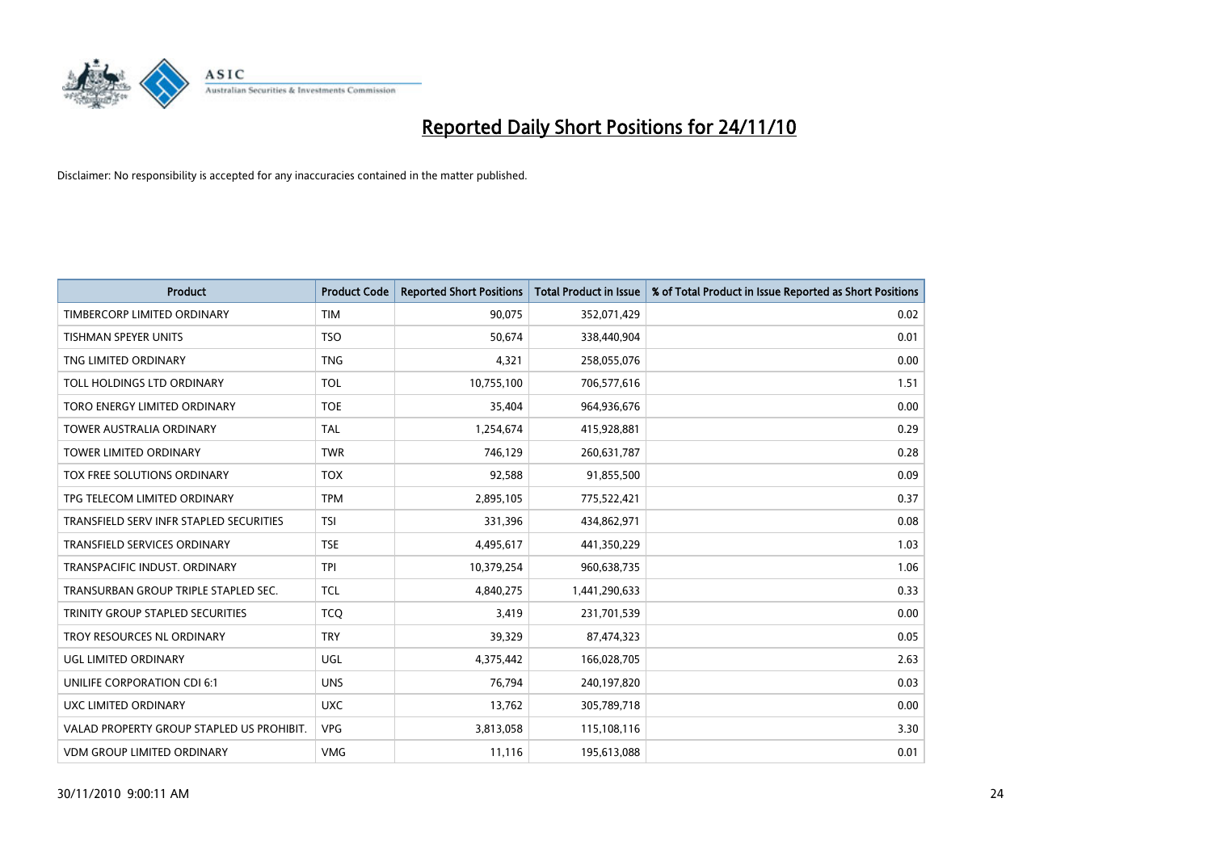# Reported Daily Short Positions for 24/11/10

Disclaimer: No responsibility is accepted for any inaccuracies contained in the matter published.

| Product | Product Code | Reported Short Positions | Total Product in Issue | % of Total Product in Issue Reported as Short Positions |
|---|---|---|---|---|
| TIMBERCORP LIMITED ORDINARY | TIM | 90,075 | 352,071,429 | 0.02 |
| TISHMAN SPEYER UNITS | TSO | 50,674 | 338,440,904 | 0.01 |
| TNG LIMITED ORDINARY | TNG | 4,321 | 258,055,076 | 0.00 |
| TOLL HOLDINGS LTD ORDINARY | TOL | 10,755,100 | 706,577,616 | 1.51 |
| TORO ENERGY LIMITED ORDINARY | TOE | 35,404 | 964,936,676 | 0.00 |
| TOWER AUSTRALIA ORDINARY | TAL | 1,254,674 | 415,928,881 | 0.29 |
| TOWER LIMITED ORDINARY | TWR | 746,129 | 260,631,787 | 0.28 |
| TOX FREE SOLUTIONS ORDINARY | TOX | 92,588 | 91,855,500 | 0.09 |
| TPG TELECOM LIMITED ORDINARY | TPM | 2,895,105 | 775,522,421 | 0.37 |
| TRANSFIELD SERV INFR STAPLED SECURITIES | TSI | 331,396 | 434,862,971 | 0.08 |
| TRANSFIELD SERVICES ORDINARY | TSE | 4,495,617 | 441,350,229 | 1.03 |
| TRANSPACIFIC INDUST. ORDINARY | TPI | 10,379,254 | 960,638,735 | 1.06 |
| TRANSURBAN GROUP TRIPLE STAPLED SEC. | TCL | 4,840,275 | 1,441,290,633 | 0.33 |
| TRINITY GROUP STAPLED SECURITIES | TCQ | 3,419 | 231,701,539 | 0.00 |
| TROY RESOURCES NL ORDINARY | TRY | 39,329 | 87,474,323 | 0.05 |
| UGL LIMITED ORDINARY | UGL | 4,375,442 | 166,028,705 | 2.63 |
| UNILIFE CORPORATION CDI 6:1 | UNS | 76,794 | 240,197,820 | 0.03 |
| UXC LIMITED ORDINARY | UXC | 13,762 | 305,789,718 | 0.00 |
| VALAD PROPERTY GROUP STAPLED US PROHIBIT. | VPG | 3,813,058 | 115,108,116 | 3.30 |
| VDM GROUP LIMITED ORDINARY | VMG | 11,116 | 195,613,088 | 0.01 |

30/11/2010 9:00:11 AM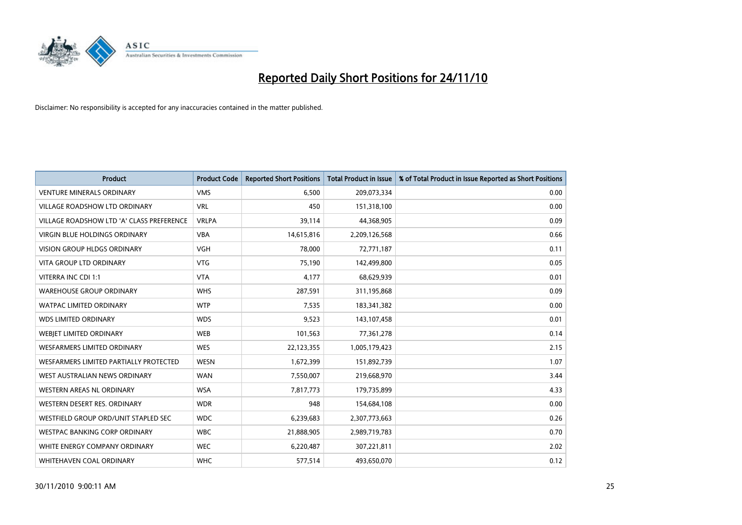# Reported Daily Short Positions for 24/11/10

Disclaimer: No responsibility is accepted for any inaccuracies contained in the matter published.

| Product | Product Code | Reported Short Positions | Total Product in Issue | % of Total Product in Issue Reported as Short Positions |
|---|---|---|---|---|
| VENTURE MINERALS ORDINARY | VMS | 6,500 | 209,073,334 | 0.00 |
| VILLAGE ROADSHOW LTD ORDINARY | VRL | 450 | 151,318,100 | 0.00 |
| VILLAGE ROADSHOW LTD 'A' CLASS PREFERENCE | VRLPA | 39,114 | 44,368,905 | 0.09 |
| VIRGIN BLUE HOLDINGS ORDINARY | VBA | 14,615,816 | 2,209,126,568 | 0.66 |
| VISION GROUP HLDGS ORDINARY | VGH | 78,000 | 72,771,187 | 0.11 |
| VITA GROUP LTD ORDINARY | VTG | 75,190 | 142,499,800 | 0.05 |
| VITERRA INC CDI 1:1 | VTA | 4,177 | 68,629,939 | 0.01 |
| WAREHOUSE GROUP ORDINARY | WHS | 287,591 | 311,195,868 | 0.09 |
| WATPAC LIMITED ORDINARY | WTP | 7,535 | 183,341,382 | 0.00 |
| WDS LIMITED ORDINARY | WDS | 9,523 | 143,107,458 | 0.01 |
| WEBJET LIMITED ORDINARY | WEB | 101,563 | 77,361,278 | 0.14 |
| WESFARMERS LIMITED ORDINARY | WES | 22,123,355 | 1,005,179,423 | 2.15 |
| WESFARMERS LIMITED PARTIALLY PROTECTED | WESN | 1,672,399 | 151,892,739 | 1.07 |
| WEST AUSTRALIAN NEWS ORDINARY | WAN | 7,550,007 | 219,668,970 | 3.44 |
| WESTERN AREAS NL ORDINARY | WSA | 7,817,773 | 179,735,899 | 4.33 |
| WESTERN DESERT RES. ORDINARY | WDR | 948 | 154,684,108 | 0.00 |
| WESTFIELD GROUP ORD/UNIT STAPLED SEC | WDC | 6,239,683 | 2,307,773,663 | 0.26 |
| WESTPAC BANKING CORP ORDINARY | WBC | 21,888,905 | 2,989,719,783 | 0.70 |
| WHITE ENERGY COMPANY ORDINARY | WEC | 6,220,487 | 307,221,811 | 2.02 |
| WHITEHAVEN COAL ORDINARY | WHC | 577,514 | 493,650,070 | 0.12 |

30/11/2010 9:00:11 AM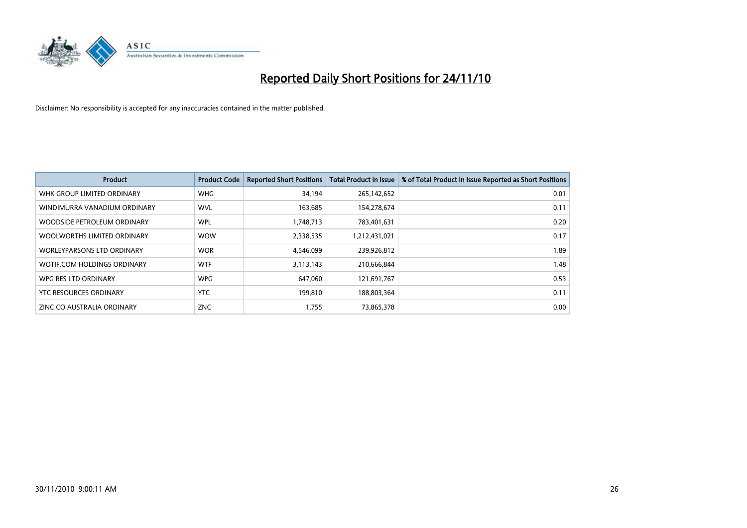# Reported Daily Short Positions for 24/11/10

Disclaimer: No responsibility is accepted for any inaccuracies contained in the matter published.

| Product | Product Code | Reported Short Positions | Total Product in Issue | % of Total Product in Issue Reported as Short Positions |
|---|---|---|---|---|
| WHK GROUP LIMITED ORDINARY | WHG | 34,194 | 265,142,652 | 0.01 |
| WINDIMURRA VANADIUM ORDINARY | WVL | 163,685 | 154,278,674 | 0.11 |
| WOODSIDE PETROLEUM ORDINARY | WPL | 1,748,713 | 783,401,631 | 0.20 |
| WOOLWORTHS LIMITED ORDINARY | WOW | 2,338,535 | 1,212,431,021 | 0.17 |
| WORLEYPARSONS LTD ORDINARY | WOR | 4,546,099 | 239,926,812 | 1.89 |
| WOTIF.COM HOLDINGS ORDINARY | WTF | 3,113,143 | 210,666,844 | 1.48 |
| WPG RES LTD ORDINARY | WPG | 647,060 | 121,691,767 | 0.53 |
| YTC RESOURCES ORDINARY | YTC | 199,810 | 188,803,364 | 0.11 |
| ZINC CO AUSTRALIA ORDINARY | ZNC | 1,755 | 73,865,378 | 0.00 |